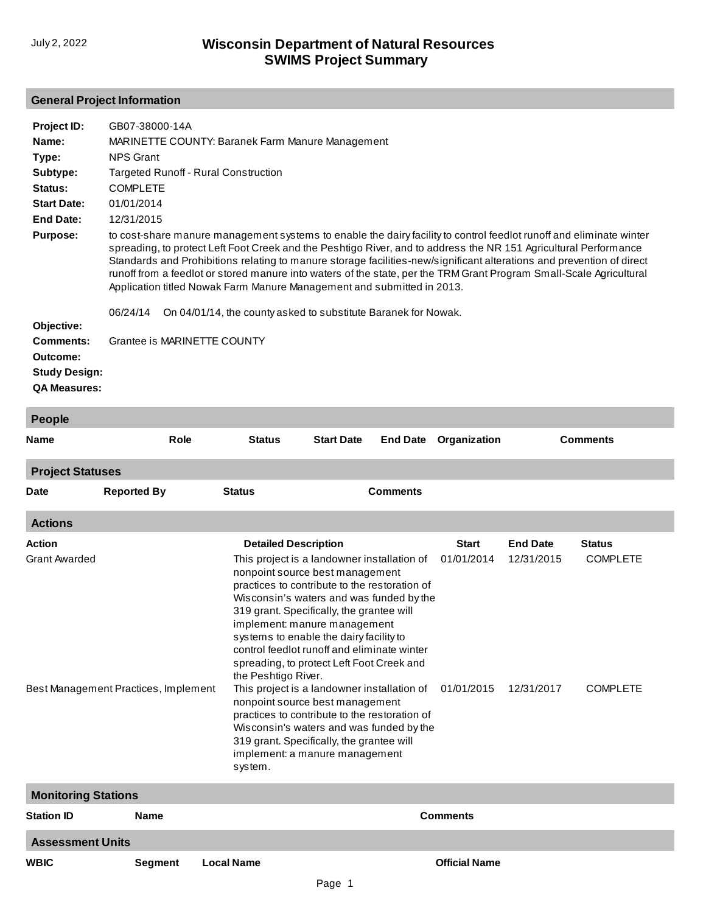July 2, 2022

# Wisconsin Department of Natural Resources
# SWIMS Project Summary

## General Project Information

**Project ID:** GB07-38000-14A

**Name:** MARINETTE COUNTY: Baranek Farm Manure Management

**Type:** NPS Grant

**Subtype:** Targeted Runoff - Rural Construction

**Status:** COMPLETE

**Start Date:** 01/01/2014

**End Date:** 12/31/2015

**Purpose:** to cost-share manure management systems to enable the dairy facility to control feedlot runoff and eliminate winter spreading, to protect Left Foot Creek and the Peshtigo River, and to address the NR 151 Agricultural Performance Standards and Prohibitions relating to manure storage facilities-new/significant alterations and prevention of direct runoff from a feedlot or stored manure into waters of the state, per the TRM Grant Program Small-Scale Agricultural Application titled Nowak Farm Manure Management and submitted in 2013.

06/24/14 On 04/01/14, the county asked to substitute Baranek for Nowak.

**Objective:**

**Comments:** Grantee is MARINETTE COUNTY

**Outcome:**

**Study Design:**

**QA Measures:**

## People

| Name | Role | Status | Start Date | End Date | Organization | Comments |
|---|---|---|---|---|---|---|

## Project Statuses

| Date | Reported By | Status | Comments |
|---|---|---|---|

## Actions

| Action | Detailed Description | Start | End Date | Status |
|---|---|---|---|---|
| Grant Awarded | This project is a landowner installation of nonpoint source best management practices to contribute to the restoration of Wisconsin's waters and was funded by the 319 grant. Specifically, the grantee will implement: manure management systems to enable the dairy facility to control feedlot runoff and eliminate winter spreading, to protect Left Foot Creek and the Peshtigo River. | 01/01/2014 | 12/31/2015 | COMPLETE |
| Best Management Practices, Implement | This project is a landowner installation of nonpoint source best management practices to contribute to the restoration of Wisconsin's waters and was funded by the 319 grant. Specifically, the grantee will implement: a manure management system. | 01/01/2015 | 12/31/2017 | COMPLETE |

## Monitoring Stations

| Station ID | Name | Comments |
|---|---|---|

## Assessment Units

| WBIC | Segment | Local Name | Official Name |
|---|---|---|---|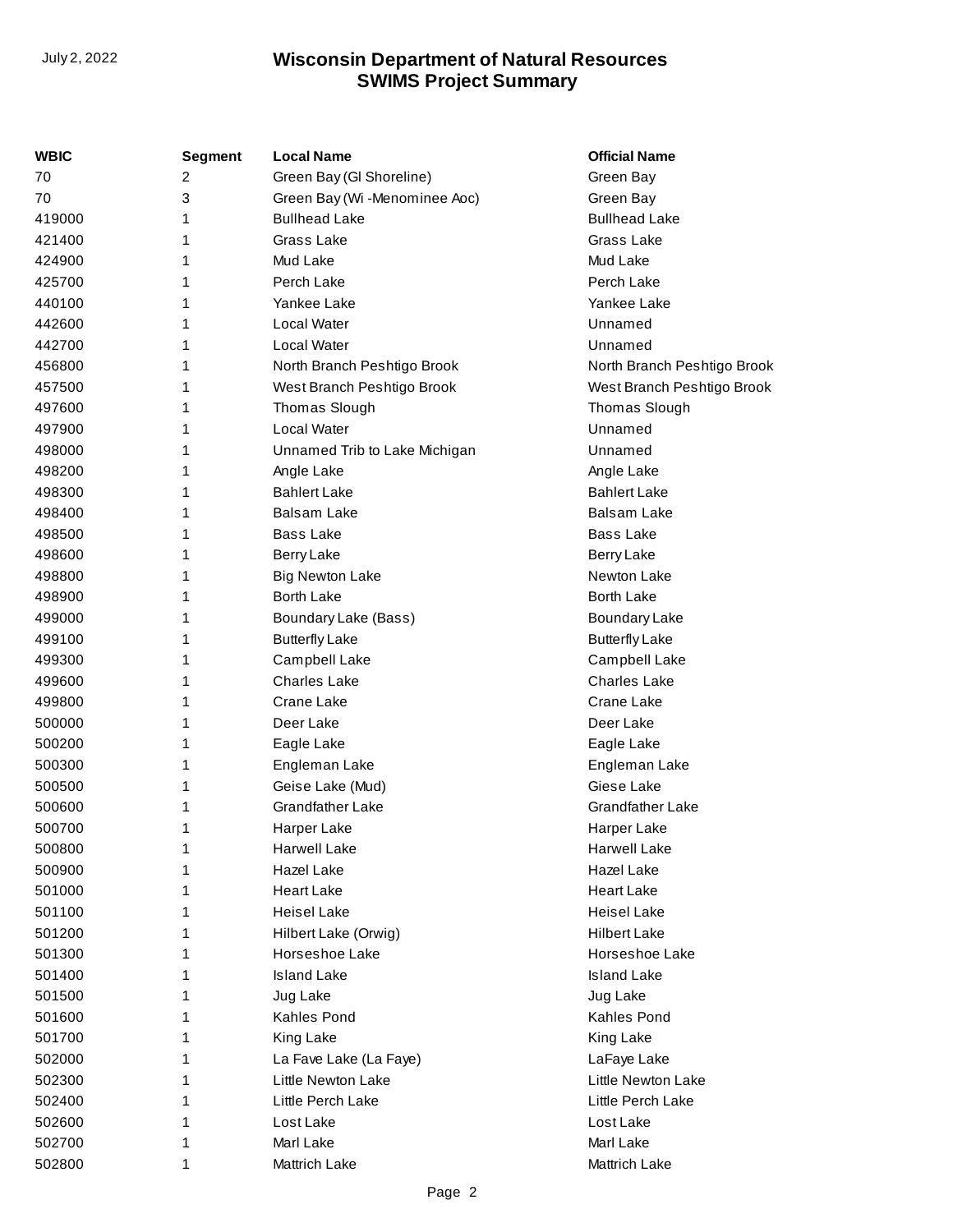| WBIC | Segment | Local Name | Official Name |
|---|---|---|---|
| 70 | 2 | Green Bay (Gl Shoreline) | Green Bay |
| 70 | 3 | Green Bay (Wi -Menominee Aoc) | Green Bay |
| 419000 | 1 | Bullhead Lake | Bullhead Lake |
| 421400 | 1 | Grass Lake | Grass Lake |
| 424900 | 1 | Mud Lake | Mud Lake |
| 425700 | 1 | Perch Lake | Perch Lake |
| 440100 | 1 | Yankee Lake | Yankee Lake |
| 442600 | 1 | Local Water | Unnamed |
| 442700 | 1 | Local Water | Unnamed |
| 456800 | 1 | North Branch Peshtigo Brook | North Branch Peshtigo Brook |
| 457500 | 1 | West Branch Peshtigo Brook | West Branch Peshtigo Brook |
| 497600 | 1 | Thomas Slough | Thomas Slough |
| 497900 | 1 | Local Water | Unnamed |
| 498000 | 1 | Unnamed Trib to Lake Michigan | Unnamed |
| 498200 | 1 | Angle Lake | Angle Lake |
| 498300 | 1 | Bahlert Lake | Bahlert Lake |
| 498400 | 1 | Balsam Lake | Balsam Lake |
| 498500 | 1 | Bass Lake | Bass Lake |
| 498600 | 1 | Berry Lake | Berry Lake |
| 498800 | 1 | Big Newton Lake | Newton Lake |
| 498900 | 1 | Borth Lake | Borth Lake |
| 499000 | 1 | Boundary Lake (Bass) | Boundary Lake |
| 499100 | 1 | Butterfly Lake | Butterfly Lake |
| 499300 | 1 | Campbell Lake | Campbell Lake |
| 499600 | 1 | Charles Lake | Charles Lake |
| 499800 | 1 | Crane Lake | Crane Lake |
| 500000 | 1 | Deer Lake | Deer Lake |
| 500200 | 1 | Eagle Lake | Eagle Lake |
| 500300 | 1 | Engleman Lake | Engleman Lake |
| 500500 | 1 | Geise Lake (Mud) | Giese Lake |
| 500600 | 1 | Grandfather Lake | Grandfather Lake |
| 500700 | 1 | Harper Lake | Harper Lake |
| 500800 | 1 | Harwell Lake | Harwell Lake |
| 500900 | 1 | Hazel Lake | Hazel Lake |
| 501000 | 1 | Heart Lake | Heart Lake |
| 501100 | 1 | Heisel Lake | Heisel Lake |
| 501200 | 1 | Hilbert Lake (Orwig) | Hilbert Lake |
| 501300 | 1 | Horseshoe Lake | Horseshoe Lake |
| 501400 | 1 | Island Lake | Island Lake |
| 501500 | 1 | Jug Lake | Jug Lake |
| 501600 | 1 | Kahles Pond | Kahles Pond |
| 501700 | 1 | King Lake | King Lake |
| 502000 | 1 | La Fave Lake (La Faye) | LaFaye Lake |
| 502300 | 1 | Little Newton Lake | Little Newton Lake |
| 502400 | 1 | Little Perch Lake | Little Perch Lake |
| 502600 | 1 | Lost Lake | Lost Lake |
| 502700 | 1 | Marl Lake | Marl Lake |
| 502800 | 1 | Mattrich Lake | Mattrich Lake |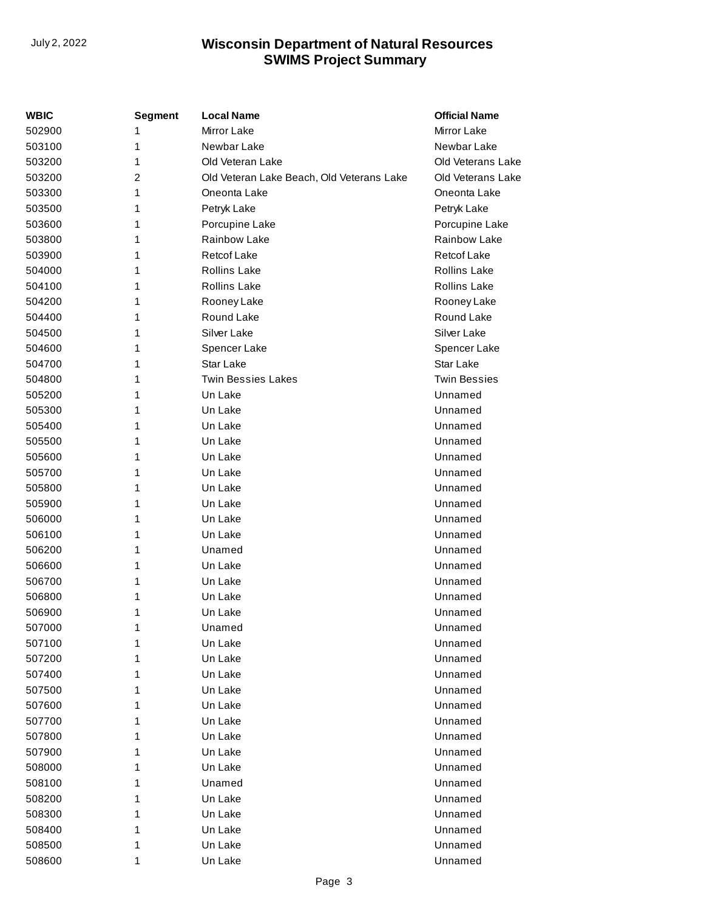| WBIC | Segment | Local Name | Official Name |
|---|---|---|---|
| 502900 | 1 | Mirror Lake | Mirror Lake |
| 503100 | 1 | Newbar Lake | Newbar Lake |
| 503200 | 1 | Old Veteran Lake | Old Veterans Lake |
| 503200 | 2 | Old Veteran Lake Beach, Old Veterans Lake | Old Veterans Lake |
| 503300 | 1 | Oneonta Lake | Oneonta Lake |
| 503500 | 1 | Petryk Lake | Petryk Lake |
| 503600 | 1 | Porcupine Lake | Porcupine Lake |
| 503800 | 1 | Rainbow Lake | Rainbow Lake |
| 503900 | 1 | Retcof Lake | Retcof Lake |
| 504000 | 1 | Rollins Lake | Rollins Lake |
| 504100 | 1 | Rollins Lake | Rollins Lake |
| 504200 | 1 | Rooney Lake | Rooney Lake |
| 504400 | 1 | Round Lake | Round Lake |
| 504500 | 1 | Silver Lake | Silver Lake |
| 504600 | 1 | Spencer Lake | Spencer Lake |
| 504700 | 1 | Star Lake | Star Lake |
| 504800 | 1 | Twin Bessies Lakes | Twin Bessies |
| 505200 | 1 | Un Lake | Unnamed |
| 505300 | 1 | Un Lake | Unnamed |
| 505400 | 1 | Un Lake | Unnamed |
| 505500 | 1 | Un Lake | Unnamed |
| 505600 | 1 | Un Lake | Unnamed |
| 505700 | 1 | Un Lake | Unnamed |
| 505800 | 1 | Un Lake | Unnamed |
| 505900 | 1 | Un Lake | Unnamed |
| 506000 | 1 | Un Lake | Unnamed |
| 506100 | 1 | Un Lake | Unnamed |
| 506200 | 1 | Unamed | Unnamed |
| 506600 | 1 | Un Lake | Unnamed |
| 506700 | 1 | Un Lake | Unnamed |
| 506800 | 1 | Un Lake | Unnamed |
| 506900 | 1 | Un Lake | Unnamed |
| 507000 | 1 | Unamed | Unnamed |
| 507100 | 1 | Un Lake | Unnamed |
| 507200 | 1 | Un Lake | Unnamed |
| 507400 | 1 | Un Lake | Unnamed |
| 507500 | 1 | Un Lake | Unnamed |
| 507600 | 1 | Un Lake | Unnamed |
| 507700 | 1 | Un Lake | Unnamed |
| 507800 | 1 | Un Lake | Unnamed |
| 507900 | 1 | Un Lake | Unnamed |
| 508000 | 1 | Un Lake | Unnamed |
| 508100 | 1 | Unamed | Unnamed |
| 508200 | 1 | Un Lake | Unnamed |
| 508300 | 1 | Un Lake | Unnamed |
| 508400 | 1 | Un Lake | Unnamed |
| 508500 | 1 | Un Lake | Unnamed |
| 508600 | 1 | Un Lake | Unnamed |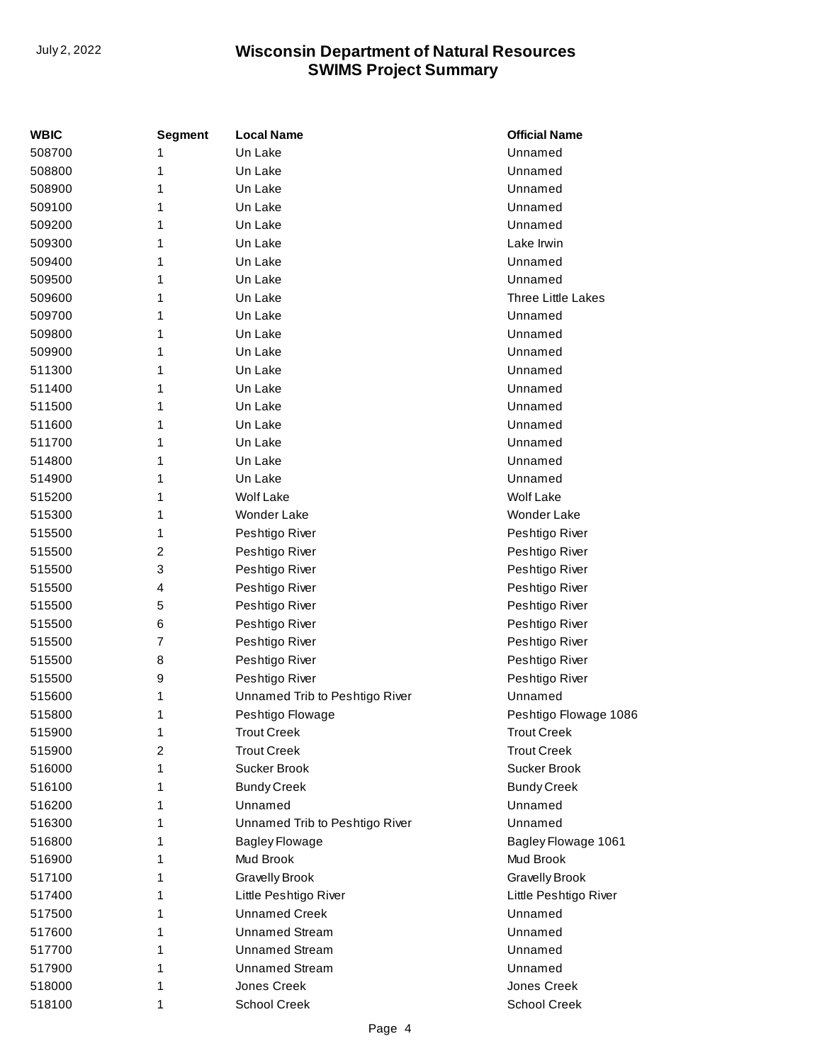| WBIC | Segment | Local Name | Official Name |
|---|---|---|---|
| 508700 | 1 | Un Lake | Unnamed |
| 508800 | 1 | Un Lake | Unnamed |
| 508900 | 1 | Un Lake | Unnamed |
| 509100 | 1 | Un Lake | Unnamed |
| 509200 | 1 | Un Lake | Unnamed |
| 509300 | 1 | Un Lake | Lake Irwin |
| 509400 | 1 | Un Lake | Unnamed |
| 509500 | 1 | Un Lake | Unnamed |
| 509600 | 1 | Un Lake | Three Little Lakes |
| 509700 | 1 | Un Lake | Unnamed |
| 509800 | 1 | Un Lake | Unnamed |
| 509900 | 1 | Un Lake | Unnamed |
| 511300 | 1 | Un Lake | Unnamed |
| 511400 | 1 | Un Lake | Unnamed |
| 511500 | 1 | Un Lake | Unnamed |
| 511600 | 1 | Un Lake | Unnamed |
| 511700 | 1 | Un Lake | Unnamed |
| 514800 | 1 | Un Lake | Unnamed |
| 514900 | 1 | Un Lake | Unnamed |
| 515200 | 1 | Wolf Lake | Wolf Lake |
| 515300 | 1 | Wonder Lake | Wonder Lake |
| 515500 | 1 | Peshtigo River | Peshtigo River |
| 515500 | 2 | Peshtigo River | Peshtigo River |
| 515500 | 3 | Peshtigo River | Peshtigo River |
| 515500 | 4 | Peshtigo River | Peshtigo River |
| 515500 | 5 | Peshtigo River | Peshtigo River |
| 515500 | 6 | Peshtigo River | Peshtigo River |
| 515500 | 7 | Peshtigo River | Peshtigo River |
| 515500 | 8 | Peshtigo River | Peshtigo River |
| 515500 | 9 | Peshtigo River | Peshtigo River |
| 515600 | 1 | Unnamed Trib to Peshtigo River | Unnamed |
| 515800 | 1 | Peshtigo Flowage | Peshtigo Flowage 1086 |
| 515900 | 1 | Trout Creek | Trout Creek |
| 515900 | 2 | Trout Creek | Trout Creek |
| 516000 | 1 | Sucker Brook | Sucker Brook |
| 516100 | 1 | Bundy Creek | Bundy Creek |
| 516200 | 1 | Unnamed | Unnamed |
| 516300 | 1 | Unnamed Trib to Peshtigo River | Unnamed |
| 516800 | 1 | Bagley Flowage | Bagley Flowage 1061 |
| 516900 | 1 | Mud Brook | Mud Brook |
| 517100 | 1 | Gravelly Brook | Gravelly Brook |
| 517400 | 1 | Little Peshtigo River | Little Peshtigo River |
| 517500 | 1 | Unnamed Creek | Unnamed |
| 517600 | 1 | Unnamed Stream | Unnamed |
| 517700 | 1 | Unnamed Stream | Unnamed |
| 517900 | 1 | Unnamed Stream | Unnamed |
| 518000 | 1 | Jones Creek | Jones Creek |
| 518100 | 1 | School Creek | School Creek |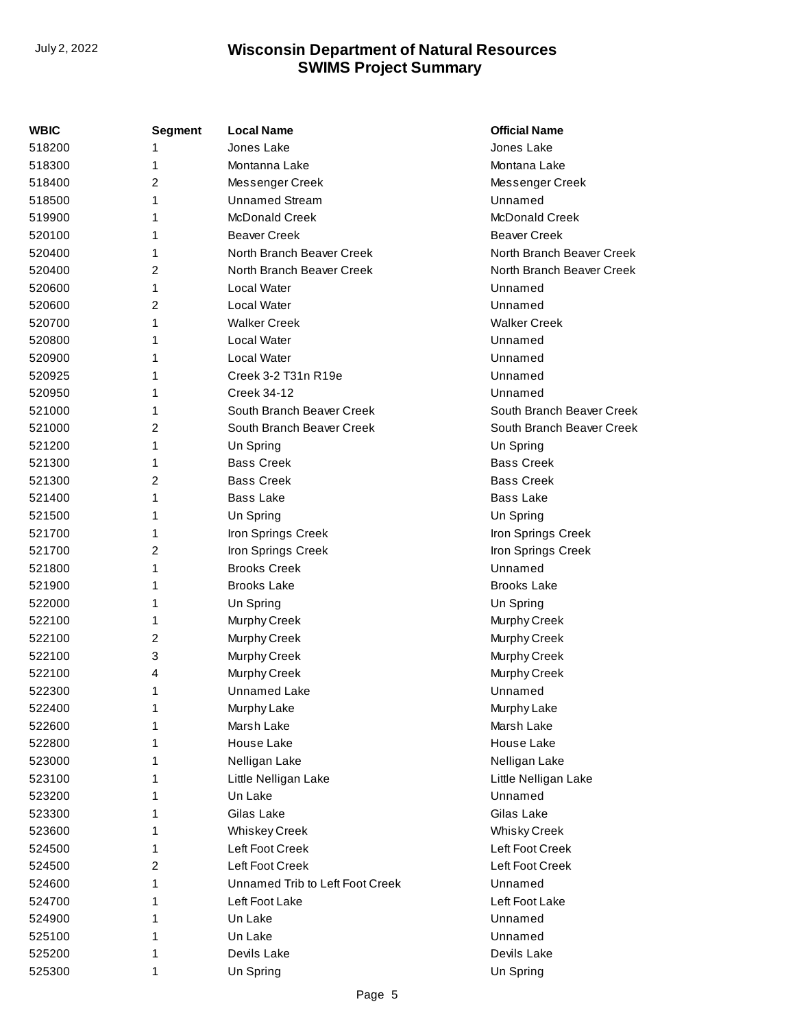| WBIC | Segment | Local Name | Official Name |
|---|---|---|---|
| 518200 | 1 | Jones Lake | Jones Lake |
| 518300 | 1 | Montanna Lake | Montana Lake |
| 518400 | 2 | Messenger Creek | Messenger Creek |
| 518500 | 1 | Unnamed Stream | Unnamed |
| 519900 | 1 | McDonald Creek | McDonald Creek |
| 520100 | 1 | Beaver Creek | Beaver Creek |
| 520400 | 1 | North Branch Beaver Creek | North Branch Beaver Creek |
| 520400 | 2 | North Branch Beaver Creek | North Branch Beaver Creek |
| 520600 | 1 | Local Water | Unnamed |
| 520600 | 2 | Local Water | Unnamed |
| 520700 | 1 | Walker Creek | Walker Creek |
| 520800 | 1 | Local Water | Unnamed |
| 520900 | 1 | Local Water | Unnamed |
| 520925 | 1 | Creek 3-2 T31n R19e | Unnamed |
| 520950 | 1 | Creek 34-12 | Unnamed |
| 521000 | 1 | South Branch Beaver Creek | South Branch Beaver Creek |
| 521000 | 2 | South Branch Beaver Creek | South Branch Beaver Creek |
| 521200 | 1 | Un Spring | Un Spring |
| 521300 | 1 | Bass Creek | Bass Creek |
| 521300 | 2 | Bass Creek | Bass Creek |
| 521400 | 1 | Bass Lake | Bass Lake |
| 521500 | 1 | Un Spring | Un Spring |
| 521700 | 1 | Iron Springs Creek | Iron Springs Creek |
| 521700 | 2 | Iron Springs Creek | Iron Springs Creek |
| 521800 | 1 | Brooks Creek | Unnamed |
| 521900 | 1 | Brooks Lake | Brooks Lake |
| 522000 | 1 | Un Spring | Un Spring |
| 522100 | 1 | Murphy Creek | Murphy Creek |
| 522100 | 2 | Murphy Creek | Murphy Creek |
| 522100 | 3 | Murphy Creek | Murphy Creek |
| 522100 | 4 | Murphy Creek | Murphy Creek |
| 522300 | 1 | Unnamed Lake | Unnamed |
| 522400 | 1 | Murphy Lake | Murphy Lake |
| 522600 | 1 | Marsh Lake | Marsh Lake |
| 522800 | 1 | House Lake | House Lake |
| 523000 | 1 | Nelligan Lake | Nelligan Lake |
| 523100 | 1 | Little Nelligan Lake | Little Nelligan Lake |
| 523200 | 1 | Un Lake | Unnamed |
| 523300 | 1 | Gilas Lake | Gilas Lake |
| 523600 | 1 | Whiskey Creek | Whisky Creek |
| 524500 | 1 | Left Foot Creek | Left Foot Creek |
| 524500 | 2 | Left Foot Creek | Left Foot Creek |
| 524600 | 1 | Unnamed Trib to Left Foot Creek | Unnamed |
| 524700 | 1 | Left Foot Lake | Left Foot Lake |
| 524900 | 1 | Un Lake | Unnamed |
| 525100 | 1 | Un Lake | Unnamed |
| 525200 | 1 | Devils Lake | Devils Lake |
| 525300 | 1 | Un Spring | Un Spring |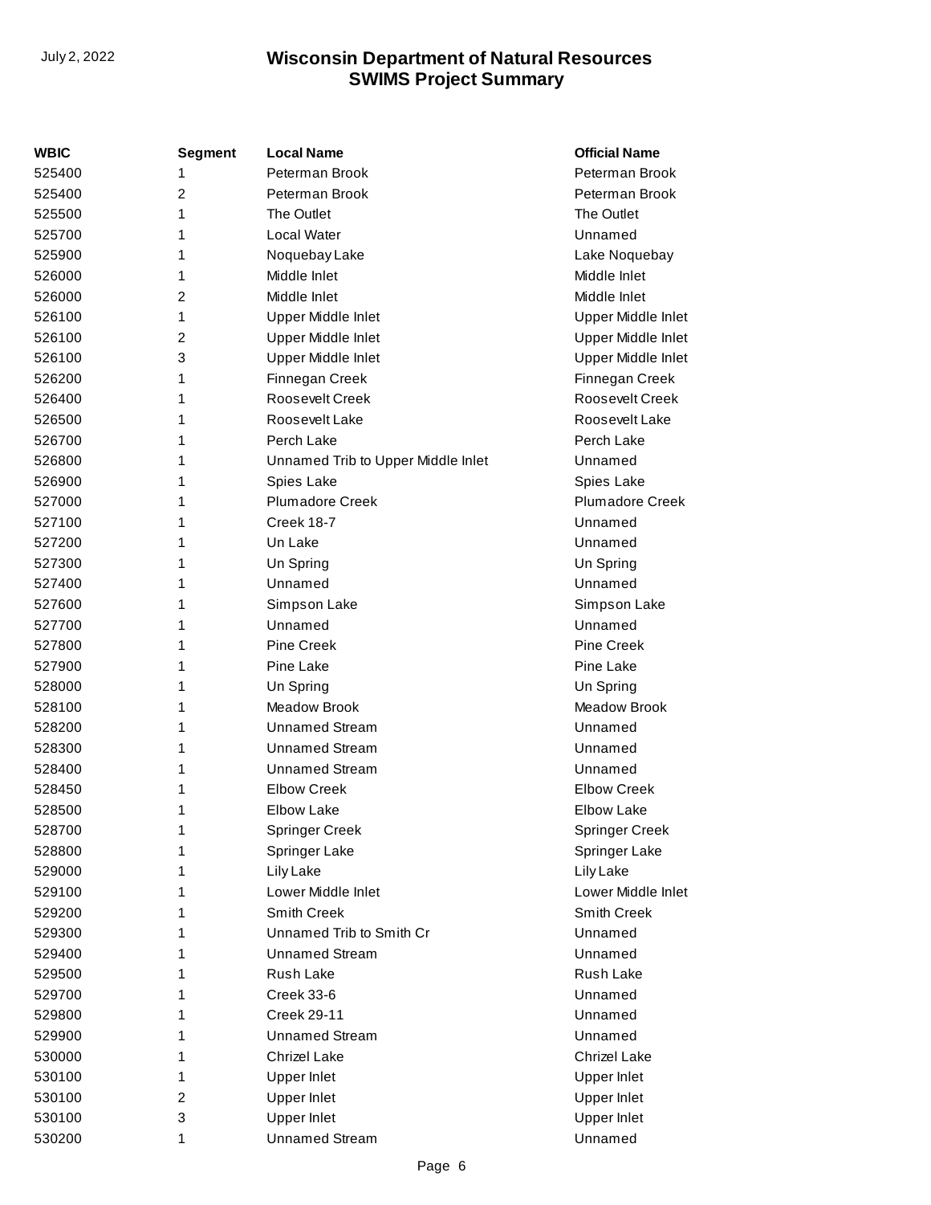| WBIC | Segment | Local Name | Official Name |
|---|---|---|---|
| 525400 | 1 | Peterman Brook | Peterman Brook |
| 525400 | 2 | Peterman Brook | Peterman Brook |
| 525500 | 1 | The Outlet | The Outlet |
| 525700 | 1 | Local Water | Unnamed |
| 525900 | 1 | Noquebay Lake | Lake Noquebay |
| 526000 | 1 | Middle Inlet | Middle Inlet |
| 526000 | 2 | Middle Inlet | Middle Inlet |
| 526100 | 1 | Upper Middle Inlet | Upper Middle Inlet |
| 526100 | 2 | Upper Middle Inlet | Upper Middle Inlet |
| 526100 | 3 | Upper Middle Inlet | Upper Middle Inlet |
| 526200 | 1 | Finnegan Creek | Finnegan Creek |
| 526400 | 1 | Roosevelt Creek | Roosevelt Creek |
| 526500 | 1 | Roosevelt Lake | Roosevelt Lake |
| 526700 | 1 | Perch Lake | Perch Lake |
| 526800 | 1 | Unnamed Trib to Upper Middle Inlet | Unnamed |
| 526900 | 1 | Spies Lake | Spies Lake |
| 527000 | 1 | Plumadore Creek | Plumadore Creek |
| 527100 | 1 | Creek 18-7 | Unnamed |
| 527200 | 1 | Un Lake | Unnamed |
| 527300 | 1 | Un Spring | Un Spring |
| 527400 | 1 | Unnamed | Unnamed |
| 527600 | 1 | Simpson Lake | Simpson Lake |
| 527700 | 1 | Unnamed | Unnamed |
| 527800 | 1 | Pine Creek | Pine Creek |
| 527900 | 1 | Pine Lake | Pine Lake |
| 528000 | 1 | Un Spring | Un Spring |
| 528100 | 1 | Meadow Brook | Meadow Brook |
| 528200 | 1 | Unnamed Stream | Unnamed |
| 528300 | 1 | Unnamed Stream | Unnamed |
| 528400 | 1 | Unnamed Stream | Unnamed |
| 528450 | 1 | Elbow Creek | Elbow Creek |
| 528500 | 1 | Elbow Lake | Elbow Lake |
| 528700 | 1 | Springer Creek | Springer Creek |
| 528800 | 1 | Springer Lake | Springer Lake |
| 529000 | 1 | Lily Lake | Lily Lake |
| 529100 | 1 | Lower Middle Inlet | Lower Middle Inlet |
| 529200 | 1 | Smith Creek | Smith Creek |
| 529300 | 1 | Unnamed Trib to Smith Cr | Unnamed |
| 529400 | 1 | Unnamed Stream | Unnamed |
| 529500 | 1 | Rush Lake | Rush Lake |
| 529700 | 1 | Creek 33-6 | Unnamed |
| 529800 | 1 | Creek 29-11 | Unnamed |
| 529900 | 1 | Unnamed Stream | Unnamed |
| 530000 | 1 | Chrizel Lake | Chrizel Lake |
| 530100 | 1 | Upper Inlet | Upper Inlet |
| 530100 | 2 | Upper Inlet | Upper Inlet |
| 530100 | 3 | Upper Inlet | Upper Inlet |
| 530200 | 1 | Unnamed Stream | Unnamed |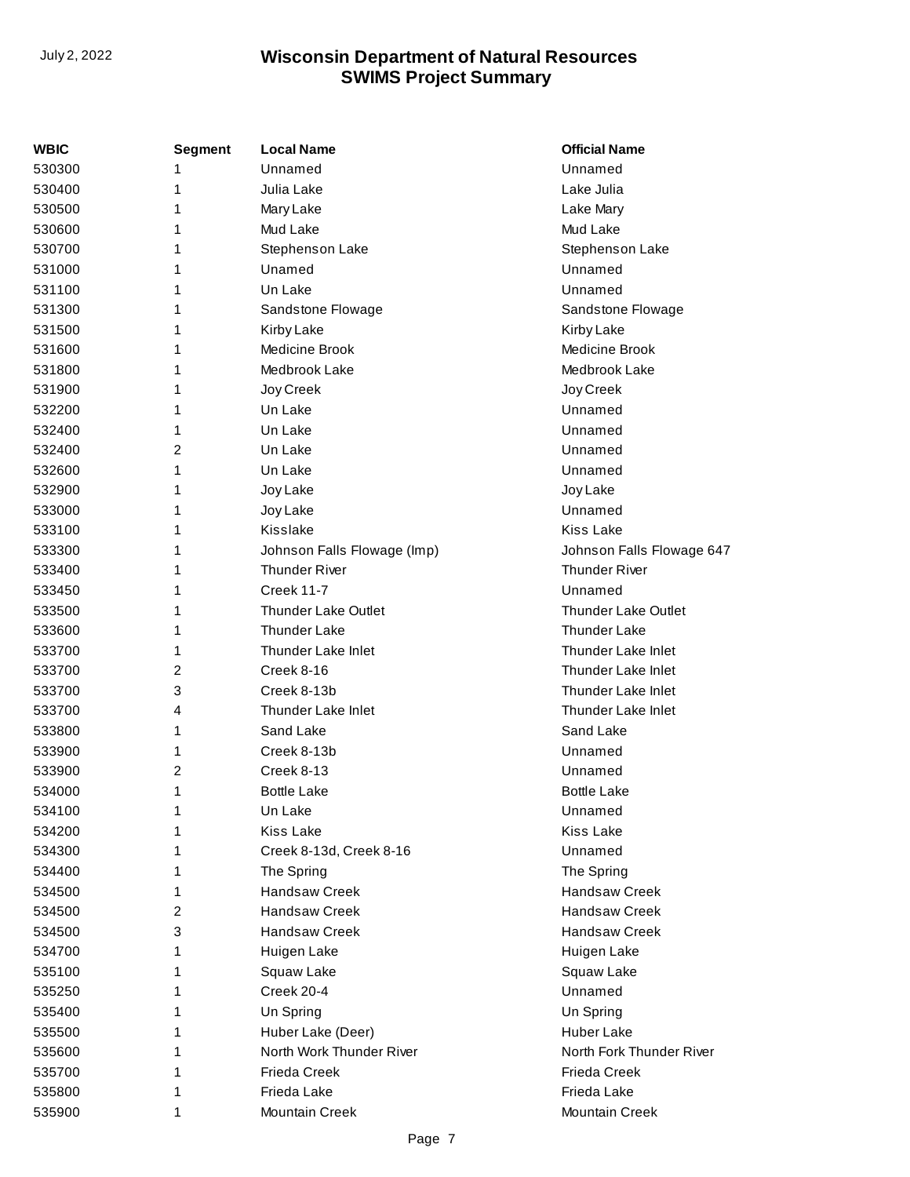| WBIC | Segment | Local Name | Official Name |
|---|---|---|---|
| 530300 | 1 | Unnamed | Unnamed |
| 530400 | 1 | Julia Lake | Lake Julia |
| 530500 | 1 | Mary Lake | Lake Mary |
| 530600 | 1 | Mud Lake | Mud Lake |
| 530700 | 1 | Stephenson Lake | Stephenson Lake |
| 531000 | 1 | Unamed | Unnamed |
| 531100 | 1 | Un Lake | Unnamed |
| 531300 | 1 | Sandstone Flowage | Sandstone Flowage |
| 531500 | 1 | Kirby Lake | Kirby Lake |
| 531600 | 1 | Medicine Brook | Medicine Brook |
| 531800 | 1 | Medbrook Lake | Medbrook Lake |
| 531900 | 1 | Joy Creek | Joy Creek |
| 532200 | 1 | Un Lake | Unnamed |
| 532400 | 1 | Un Lake | Unnamed |
| 532400 | 2 | Un Lake | Unnamed |
| 532600 | 1 | Un Lake | Unnamed |
| 532900 | 1 | Joy Lake | Joy Lake |
| 533000 | 1 | Joy Lake | Unnamed |
| 533100 | 1 | Kisslake | Kiss Lake |
| 533300 | 1 | Johnson Falls Flowage (Imp) | Johnson Falls Flowage 647 |
| 533400 | 1 | Thunder River | Thunder River |
| 533450 | 1 | Creek 11-7 | Unnamed |
| 533500 | 1 | Thunder Lake Outlet | Thunder Lake Outlet |
| 533600 | 1 | Thunder Lake | Thunder Lake |
| 533700 | 1 | Thunder Lake Inlet | Thunder Lake Inlet |
| 533700 | 2 | Creek 8-16 | Thunder Lake Inlet |
| 533700 | 3 | Creek 8-13b | Thunder Lake Inlet |
| 533700 | 4 | Thunder Lake Inlet | Thunder Lake Inlet |
| 533800 | 1 | Sand Lake | Sand Lake |
| 533900 | 1 | Creek 8-13b | Unnamed |
| 533900 | 2 | Creek 8-13 | Unnamed |
| 534000 | 1 | Bottle Lake | Bottle Lake |
| 534100 | 1 | Un Lake | Unnamed |
| 534200 | 1 | Kiss Lake | Kiss Lake |
| 534300 | 1 | Creek 8-13d, Creek 8-16 | Unnamed |
| 534400 | 1 | The Spring | The Spring |
| 534500 | 1 | Handsaw Creek | Handsaw Creek |
| 534500 | 2 | Handsaw Creek | Handsaw Creek |
| 534500 | 3 | Handsaw Creek | Handsaw Creek |
| 534700 | 1 | Huigen Lake | Huigen Lake |
| 535100 | 1 | Squaw Lake | Squaw Lake |
| 535250 | 1 | Creek 20-4 | Unnamed |
| 535400 | 1 | Un Spring | Un Spring |
| 535500 | 1 | Huber Lake (Deer) | Huber Lake |
| 535600 | 1 | North Work Thunder River | North Fork Thunder River |
| 535700 | 1 | Frieda Creek | Frieda Creek |
| 535800 | 1 | Frieda Lake | Frieda Lake |
| 535900 | 1 | Mountain Creek | Mountain Creek |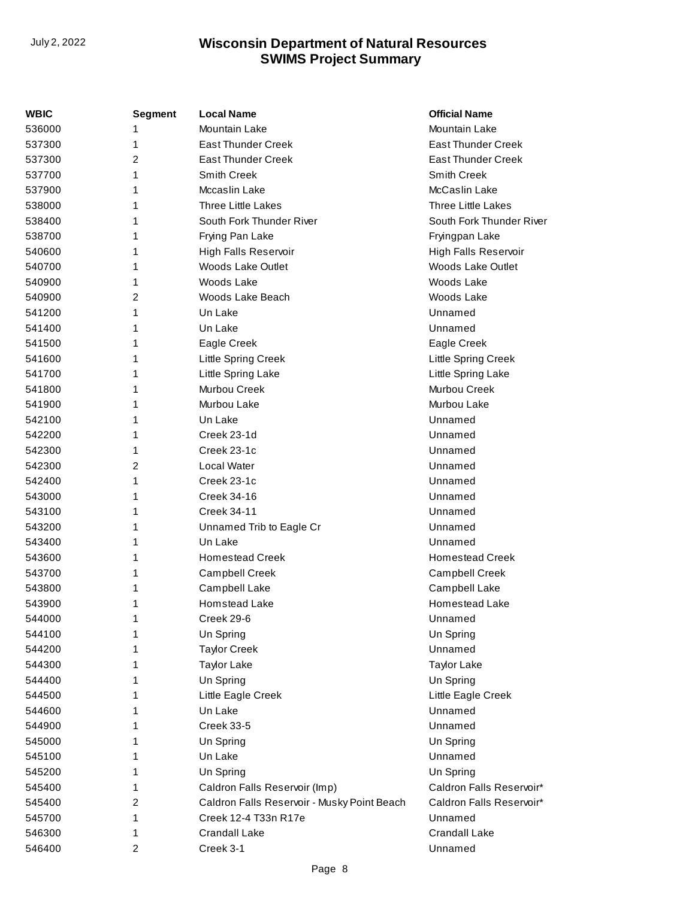| WBIC | Segment | Local Name | Official Name |
|---|---|---|---|
| 536000 | 1 | Mountain Lake | Mountain Lake |
| 537300 | 1 | East Thunder Creek | East Thunder Creek |
| 537300 | 2 | East Thunder Creek | East Thunder Creek |
| 537700 | 1 | Smith Creek | Smith Creek |
| 537900 | 1 | Mccaslin Lake | McCaslin Lake |
| 538000 | 1 | Three Little Lakes | Three Little Lakes |
| 538400 | 1 | South Fork Thunder River | South Fork Thunder River |
| 538700 | 1 | Frying Pan Lake | Fryingpan Lake |
| 540600 | 1 | High Falls Reservoir | High Falls Reservoir |
| 540700 | 1 | Woods Lake Outlet | Woods Lake Outlet |
| 540900 | 1 | Woods Lake | Woods Lake |
| 540900 | 2 | Woods Lake Beach | Woods Lake |
| 541200 | 1 | Un Lake | Unnamed |
| 541400 | 1 | Un Lake | Unnamed |
| 541500 | 1 | Eagle Creek | Eagle Creek |
| 541600 | 1 | Little Spring Creek | Little Spring Creek |
| 541700 | 1 | Little Spring Lake | Little Spring Lake |
| 541800 | 1 | Murbou Creek | Murbou Creek |
| 541900 | 1 | Murbou Lake | Murbou Lake |
| 542100 | 1 | Un Lake | Unnamed |
| 542200 | 1 | Creek 23-1d | Unnamed |
| 542300 | 1 | Creek 23-1c | Unnamed |
| 542300 | 2 | Local Water | Unnamed |
| 542400 | 1 | Creek 23-1c | Unnamed |
| 543000 | 1 | Creek 34-16 | Unnamed |
| 543100 | 1 | Creek 34-11 | Unnamed |
| 543200 | 1 | Unnamed Trib to Eagle Cr | Unnamed |
| 543400 | 1 | Un Lake | Unnamed |
| 543600 | 1 | Homestead Creek | Homestead Creek |
| 543700 | 1 | Campbell Creek | Campbell Creek |
| 543800 | 1 | Campbell Lake | Campbell Lake |
| 543900 | 1 | Homstead Lake | Homestead Lake |
| 544000 | 1 | Creek 29-6 | Unnamed |
| 544100 | 1 | Un Spring | Un Spring |
| 544200 | 1 | Taylor Creek | Unnamed |
| 544300 | 1 | Taylor Lake | Taylor Lake |
| 544400 | 1 | Un Spring | Un Spring |
| 544500 | 1 | Little Eagle Creek | Little Eagle Creek |
| 544600 | 1 | Un Lake | Unnamed |
| 544900 | 1 | Creek 33-5 | Unnamed |
| 545000 | 1 | Un Spring | Un Spring |
| 545100 | 1 | Un Lake | Unnamed |
| 545200 | 1 | Un Spring | Un Spring |
| 545400 | 1 | Caldron Falls Reservoir (Imp) | Caldron Falls Reservoir* |
| 545400 | 2 | Caldron Falls Reservoir - Musky Point Beach | Caldron Falls Reservoir* |
| 545700 | 1 | Creek 12-4 T33n R17e | Unnamed |
| 546300 | 1 | Crandall Lake | Crandall Lake |
| 546400 | 2 | Creek 3-1 | Unnamed |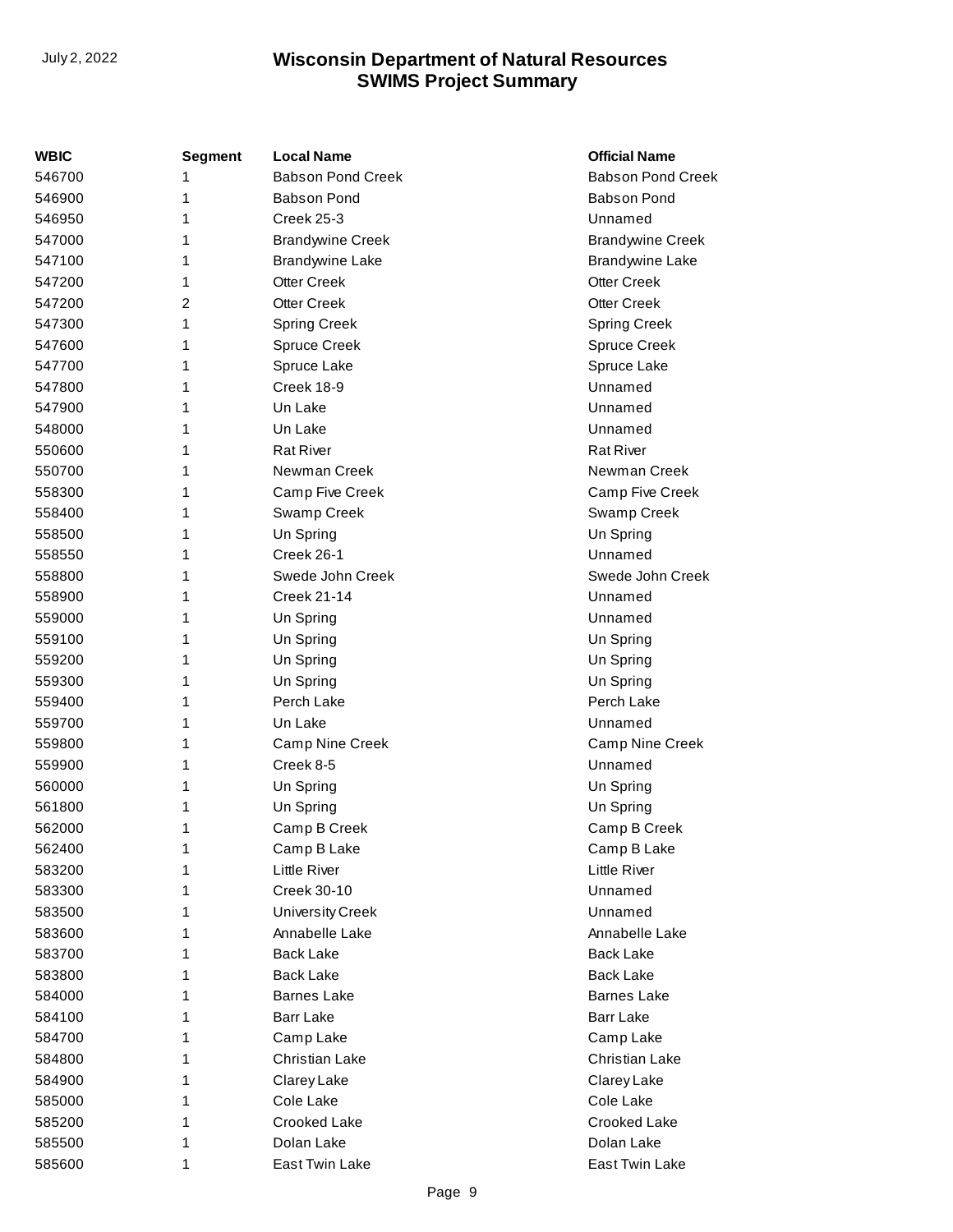| WBIC | Segment | Local Name | Official Name |
|---|---|---|---|
| 546700 | 1 | Babson Pond Creek | Babson Pond Creek |
| 546900 | 1 | Babson Pond | Babson Pond |
| 546950 | 1 | Creek 25-3 | Unnamed |
| 547000 | 1 | Brandywine Creek | Brandywine Creek |
| 547100 | 1 | Brandywine Lake | Brandywine Lake |
| 547200 | 1 | Otter Creek | Otter Creek |
| 547200 | 2 | Otter Creek | Otter Creek |
| 547300 | 1 | Spring Creek | Spring Creek |
| 547600 | 1 | Spruce Creek | Spruce Creek |
| 547700 | 1 | Spruce Lake | Spruce Lake |
| 547800 | 1 | Creek 18-9 | Unnamed |
| 547900 | 1 | Un Lake | Unnamed |
| 548000 | 1 | Un Lake | Unnamed |
| 550600 | 1 | Rat River | Rat River |
| 550700 | 1 | Newman Creek | Newman Creek |
| 558300 | 1 | Camp Five Creek | Camp Five Creek |
| 558400 | 1 | Swamp Creek | Swamp Creek |
| 558500 | 1 | Un Spring | Un Spring |
| 558550 | 1 | Creek 26-1 | Unnamed |
| 558800 | 1 | Swede John Creek | Swede John Creek |
| 558900 | 1 | Creek 21-14 | Unnamed |
| 559000 | 1 | Un Spring | Unnamed |
| 559100 | 1 | Un Spring | Un Spring |
| 559200 | 1 | Un Spring | Un Spring |
| 559300 | 1 | Un Spring | Un Spring |
| 559400 | 1 | Perch Lake | Perch Lake |
| 559700 | 1 | Un Lake | Unnamed |
| 559800 | 1 | Camp Nine Creek | Camp Nine Creek |
| 559900 | 1 | Creek 8-5 | Unnamed |
| 560000 | 1 | Un Spring | Un Spring |
| 561800 | 1 | Un Spring | Un Spring |
| 562000 | 1 | Camp B Creek | Camp B Creek |
| 562400 | 1 | Camp B Lake | Camp B Lake |
| 583200 | 1 | Little River | Little River |
| 583300 | 1 | Creek 30-10 | Unnamed |
| 583500 | 1 | University Creek | Unnamed |
| 583600 | 1 | Annabelle Lake | Annabelle Lake |
| 583700 | 1 | Back Lake | Back Lake |
| 583800 | 1 | Back Lake | Back Lake |
| 584000 | 1 | Barnes Lake | Barnes Lake |
| 584100 | 1 | Barr Lake | Barr Lake |
| 584700 | 1 | Camp Lake | Camp Lake |
| 584800 | 1 | Christian Lake | Christian Lake |
| 584900 | 1 | Clarey Lake | Clarey Lake |
| 585000 | 1 | Cole Lake | Cole Lake |
| 585200 | 1 | Crooked Lake | Crooked Lake |
| 585500 | 1 | Dolan Lake | Dolan Lake |
| 585600 | 1 | East Twin Lake | East Twin Lake |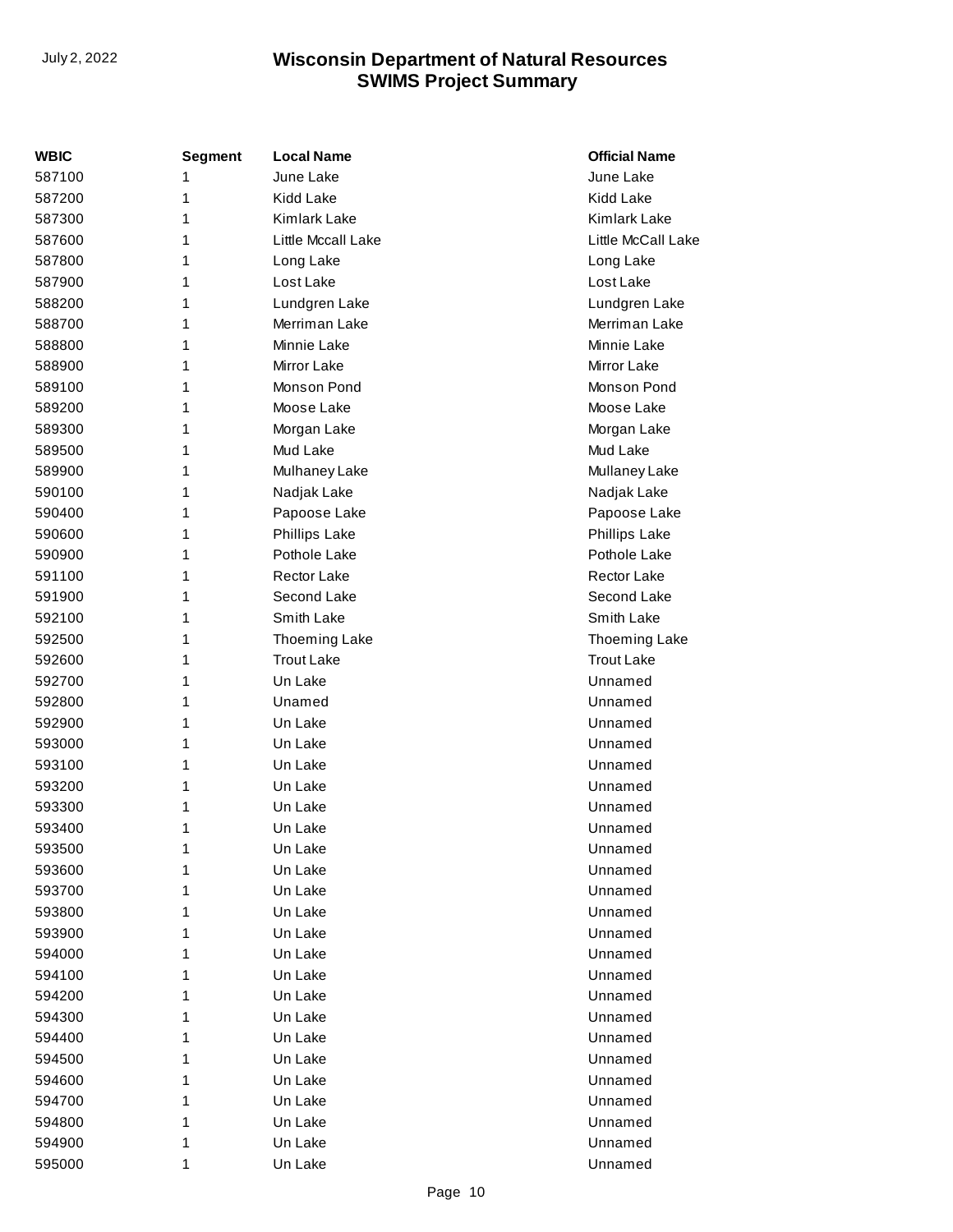| WBIC | Segment | Local Name | Official Name |
|---|---|---|---|
| 587100 | 1 | June Lake | June Lake |
| 587200 | 1 | Kidd Lake | Kidd Lake |
| 587300 | 1 | Kimlark Lake | Kimlark Lake |
| 587600 | 1 | Little Mccall Lake | Little McCall Lake |
| 587800 | 1 | Long Lake | Long Lake |
| 587900 | 1 | Lost Lake | Lost Lake |
| 588200 | 1 | Lundgren Lake | Lundgren Lake |
| 588700 | 1 | Merriman Lake | Merriman Lake |
| 588800 | 1 | Minnie Lake | Minnie Lake |
| 588900 | 1 | Mirror Lake | Mirror Lake |
| 589100 | 1 | Monson Pond | Monson Pond |
| 589200 | 1 | Moose Lake | Moose Lake |
| 589300 | 1 | Morgan Lake | Morgan Lake |
| 589500 | 1 | Mud Lake | Mud Lake |
| 589900 | 1 | Mulhaney Lake | Mullaney Lake |
| 590100 | 1 | Nadjak Lake | Nadjak Lake |
| 590400 | 1 | Papoose Lake | Papoose Lake |
| 590600 | 1 | Phillips Lake | Phillips Lake |
| 590900 | 1 | Pothole Lake | Pothole Lake |
| 591100 | 1 | Rector Lake | Rector Lake |
| 591900 | 1 | Second Lake | Second Lake |
| 592100 | 1 | Smith Lake | Smith Lake |
| 592500 | 1 | Thoeming Lake | Thoeming Lake |
| 592600 | 1 | Trout Lake | Trout Lake |
| 592700 | 1 | Un Lake | Unnamed |
| 592800 | 1 | Unamed | Unnamed |
| 592900 | 1 | Un Lake | Unnamed |
| 593000 | 1 | Un Lake | Unnamed |
| 593100 | 1 | Un Lake | Unnamed |
| 593200 | 1 | Un Lake | Unnamed |
| 593300 | 1 | Un Lake | Unnamed |
| 593400 | 1 | Un Lake | Unnamed |
| 593500 | 1 | Un Lake | Unnamed |
| 593600 | 1 | Un Lake | Unnamed |
| 593700 | 1 | Un Lake | Unnamed |
| 593800 | 1 | Un Lake | Unnamed |
| 593900 | 1 | Un Lake | Unnamed |
| 594000 | 1 | Un Lake | Unnamed |
| 594100 | 1 | Un Lake | Unnamed |
| 594200 | 1 | Un Lake | Unnamed |
| 594300 | 1 | Un Lake | Unnamed |
| 594400 | 1 | Un Lake | Unnamed |
| 594500 | 1 | Un Lake | Unnamed |
| 594600 | 1 | Un Lake | Unnamed |
| 594700 | 1 | Un Lake | Unnamed |
| 594800 | 1 | Un Lake | Unnamed |
| 594900 | 1 | Un Lake | Unnamed |
| 595000 | 1 | Un Lake | Unnamed |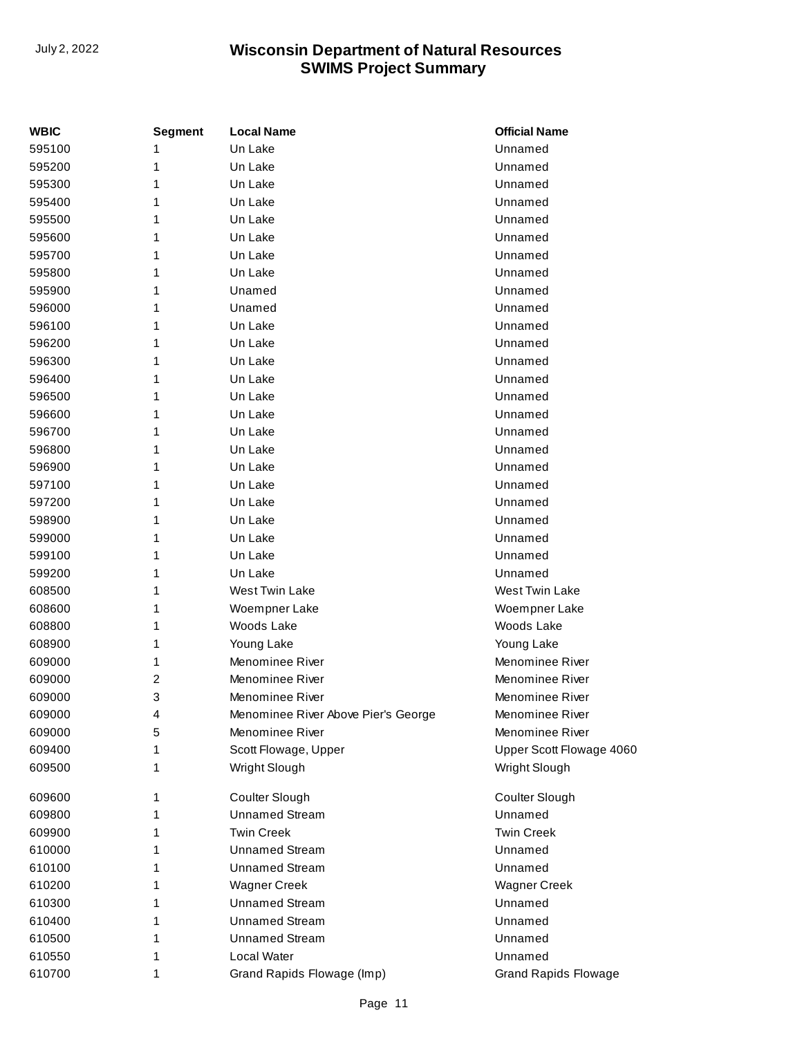| WBIC | Segment | Local Name | Official Name |
| --- | --- | --- | --- |
| 595100 | 1 | Un Lake | Unnamed |
| 595200 | 1 | Un Lake | Unnamed |
| 595300 | 1 | Un Lake | Unnamed |
| 595400 | 1 | Un Lake | Unnamed |
| 595500 | 1 | Un Lake | Unnamed |
| 595600 | 1 | Un Lake | Unnamed |
| 595700 | 1 | Un Lake | Unnamed |
| 595800 | 1 | Un Lake | Unnamed |
| 595900 | 1 | Unamed | Unnamed |
| 596000 | 1 | Unamed | Unnamed |
| 596100 | 1 | Un Lake | Unnamed |
| 596200 | 1 | Un Lake | Unnamed |
| 596300 | 1 | Un Lake | Unnamed |
| 596400 | 1 | Un Lake | Unnamed |
| 596500 | 1 | Un Lake | Unnamed |
| 596600 | 1 | Un Lake | Unnamed |
| 596700 | 1 | Un Lake | Unnamed |
| 596800 | 1 | Un Lake | Unnamed |
| 596900 | 1 | Un Lake | Unnamed |
| 597100 | 1 | Un Lake | Unnamed |
| 597200 | 1 | Un Lake | Unnamed |
| 598900 | 1 | Un Lake | Unnamed |
| 599000 | 1 | Un Lake | Unnamed |
| 599100 | 1 | Un Lake | Unnamed |
| 599200 | 1 | Un Lake | Unnamed |
| 608500 | 1 | West Twin Lake | West Twin Lake |
| 608600 | 1 | Woempner Lake | Woempner Lake |
| 608800 | 1 | Woods Lake | Woods Lake |
| 608900 | 1 | Young Lake | Young Lake |
| 609000 | 1 | Menominee River | Menominee River |
| 609000 | 2 | Menominee River | Menominee River |
| 609000 | 3 | Menominee River | Menominee River |
| 609000 | 4 | Menominee River Above Pier's George | Menominee River |
| 609000 | 5 | Menominee River | Menominee River |
| 609400 | 1 | Scott Flowage, Upper | Upper Scott Flowage 4060 |
| 609500 | 1 | Wright Slough | Wright Slough |
| 609600 | 1 | Coulter Slough | Coulter Slough |
| 609800 | 1 | Unnamed Stream | Unnamed |
| 609900 | 1 | Twin Creek | Twin Creek |
| 610000 | 1 | Unnamed Stream | Unnamed |
| 610100 | 1 | Unnamed Stream | Unnamed |
| 610200 | 1 | Wagner Creek | Wagner Creek |
| 610300 | 1 | Unnamed Stream | Unnamed |
| 610400 | 1 | Unnamed Stream | Unnamed |
| 610500 | 1 | Unnamed Stream | Unnamed |
| 610550 | 1 | Local Water | Unnamed |
| 610700 | 1 | Grand Rapids Flowage (Imp) | Grand Rapids Flowage |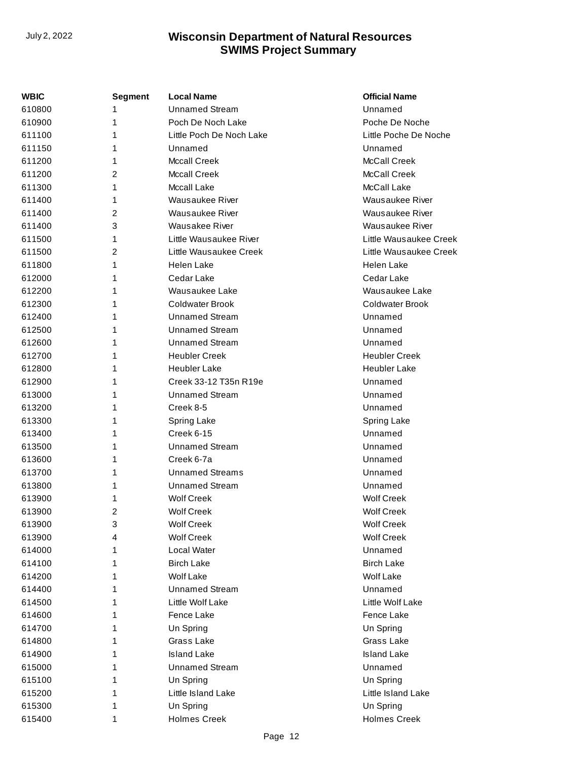| WBIC | Segment | Local Name | Official Name |
| --- | --- | --- | --- |
| 610800 | 1 | Unnamed Stream | Unnamed |
| 610900 | 1 | Poch De Noch Lake | Poche De Noche |
| 611100 | 1 | Little Poch De Noch Lake | Little Poche De Noche |
| 611150 | 1 | Unnamed | Unnamed |
| 611200 | 1 | Mccall Creek | McCall Creek |
| 611200 | 2 | Mccall Creek | McCall Creek |
| 611300 | 1 | Mccall Lake | McCall Lake |
| 611400 | 1 | Wausaukee River | Wausaukee River |
| 611400 | 2 | Wausaukee River | Wausaukee River |
| 611400 | 3 | Wausakee River | Wausaukee River |
| 611500 | 1 | Little Wausaukee River | Little Wausaukee Creek |
| 611500 | 2 | Little Wausaukee Creek | Little Wausaukee Creek |
| 611800 | 1 | Helen Lake | Helen Lake |
| 612000 | 1 | Cedar Lake | Cedar Lake |
| 612200 | 1 | Wausaukee Lake | Wausaukee Lake |
| 612300 | 1 | Coldwater Brook | Coldwater Brook |
| 612400 | 1 | Unnamed Stream | Unnamed |
| 612500 | 1 | Unnamed Stream | Unnamed |
| 612600 | 1 | Unnamed Stream | Unnamed |
| 612700 | 1 | Heubler Creek | Heubler Creek |
| 612800 | 1 | Heubler Lake | Heubler Lake |
| 612900 | 1 | Creek 33-12 T35n R19e | Unnamed |
| 613000 | 1 | Unnamed Stream | Unnamed |
| 613200 | 1 | Creek 8-5 | Unnamed |
| 613300 | 1 | Spring Lake | Spring Lake |
| 613400 | 1 | Creek 6-15 | Unnamed |
| 613500 | 1 | Unnamed Stream | Unnamed |
| 613600 | 1 | Creek 6-7a | Unnamed |
| 613700 | 1 | Unnamed Streams | Unnamed |
| 613800 | 1 | Unnamed Stream | Unnamed |
| 613900 | 1 | Wolf Creek | Wolf Creek |
| 613900 | 2 | Wolf Creek | Wolf Creek |
| 613900 | 3 | Wolf Creek | Wolf Creek |
| 613900 | 4 | Wolf Creek | Wolf Creek |
| 614000 | 1 | Local Water | Unnamed |
| 614100 | 1 | Birch Lake | Birch Lake |
| 614200 | 1 | Wolf Lake | Wolf Lake |
| 614400 | 1 | Unnamed Stream | Unnamed |
| 614500 | 1 | Little Wolf Lake | Little Wolf Lake |
| 614600 | 1 | Fence Lake | Fence Lake |
| 614700 | 1 | Un Spring | Un Spring |
| 614800 | 1 | Grass Lake | Grass Lake |
| 614900 | 1 | Island Lake | Island Lake |
| 615000 | 1 | Unnamed Stream | Unnamed |
| 615100 | 1 | Un Spring | Un Spring |
| 615200 | 1 | Little Island Lake | Little Island Lake |
| 615300 | 1 | Un Spring | Un Spring |
| 615400 | 1 | Holmes Creek | Holmes Creek |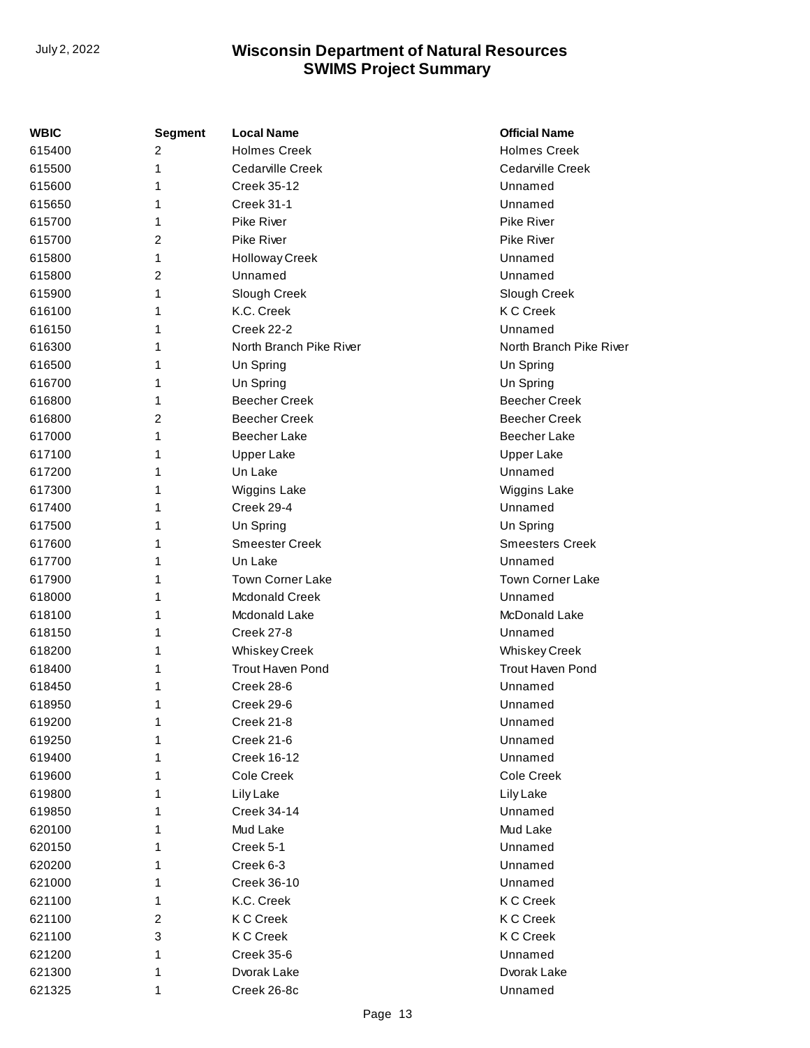| WBIC | Segment | Local Name | Official Name |
|---|---|---|---|
| 615400 | 2 | Holmes Creek | Holmes Creek |
| 615500 | 1 | Cedarville Creek | Cedarville Creek |
| 615600 | 1 | Creek 35-12 | Unnamed |
| 615650 | 1 | Creek 31-1 | Unnamed |
| 615700 | 1 | Pike River | Pike River |
| 615700 | 2 | Pike River | Pike River |
| 615800 | 1 | Holloway Creek | Unnamed |
| 615800 | 2 | Unnamed | Unnamed |
| 615900 | 1 | Slough Creek | Slough Creek |
| 616100 | 1 | K.C. Creek | K C Creek |
| 616150 | 1 | Creek 22-2 | Unnamed |
| 616300 | 1 | North Branch Pike River | North Branch Pike River |
| 616500 | 1 | Un Spring | Un Spring |
| 616700 | 1 | Un Spring | Un Spring |
| 616800 | 1 | Beecher Creek | Beecher Creek |
| 616800 | 2 | Beecher Creek | Beecher Creek |
| 617000 | 1 | Beecher Lake | Beecher Lake |
| 617100 | 1 | Upper Lake | Upper Lake |
| 617200 | 1 | Un Lake | Unnamed |
| 617300 | 1 | Wiggins Lake | Wiggins Lake |
| 617400 | 1 | Creek 29-4 | Unnamed |
| 617500 | 1 | Un Spring | Un Spring |
| 617600 | 1 | Smeester Creek | Smeesters Creek |
| 617700 | 1 | Un Lake | Unnamed |
| 617900 | 1 | Town Corner Lake | Town Corner Lake |
| 618000 | 1 | Mcdonald Creek | Unnamed |
| 618100 | 1 | Mcdonald Lake | McDonald Lake |
| 618150 | 1 | Creek 27-8 | Unnamed |
| 618200 | 1 | Whiskey Creek | Whiskey Creek |
| 618400 | 1 | Trout Haven Pond | Trout Haven Pond |
| 618450 | 1 | Creek 28-6 | Unnamed |
| 618950 | 1 | Creek 29-6 | Unnamed |
| 619200 | 1 | Creek 21-8 | Unnamed |
| 619250 | 1 | Creek 21-6 | Unnamed |
| 619400 | 1 | Creek 16-12 | Unnamed |
| 619600 | 1 | Cole Creek | Cole Creek |
| 619800 | 1 | Lily Lake | Lily Lake |
| 619850 | 1 | Creek 34-14 | Unnamed |
| 620100 | 1 | Mud Lake | Mud Lake |
| 620150 | 1 | Creek 5-1 | Unnamed |
| 620200 | 1 | Creek 6-3 | Unnamed |
| 621000 | 1 | Creek 36-10 | Unnamed |
| 621100 | 1 | K.C. Creek | K C Creek |
| 621100 | 2 | K C Creek | K C Creek |
| 621100 | 3 | K C Creek | K C Creek |
| 621200 | 1 | Creek 35-6 | Unnamed |
| 621300 | 1 | Dvorak Lake | Dvorak Lake |
| 621325 | 1 | Creek 26-8c | Unnamed |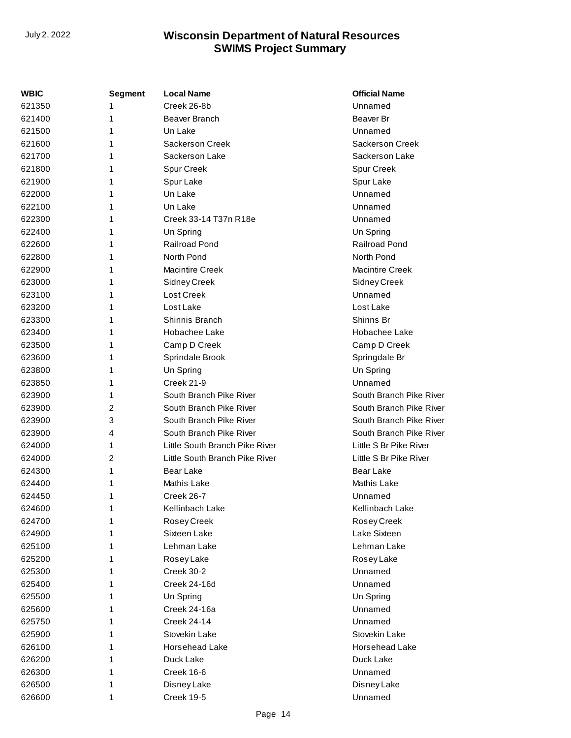| WBIC | Segment | Local Name | Official Name |
|---|---|---|---|
| 621350 | 1 | Creek 26-8b | Unnamed |
| 621400 | 1 | Beaver Branch | Beaver Br |
| 621500 | 1 | Un Lake | Unnamed |
| 621600 | 1 | Sackerson Creek | Sackerson Creek |
| 621700 | 1 | Sackerson Lake | Sackerson Lake |
| 621800 | 1 | Spur Creek | Spur Creek |
| 621900 | 1 | Spur Lake | Spur Lake |
| 622000 | 1 | Un Lake | Unnamed |
| 622100 | 1 | Un Lake | Unnamed |
| 622300 | 1 | Creek 33-14 T37n R18e | Unnamed |
| 622400 | 1 | Un Spring | Un Spring |
| 622600 | 1 | Railroad Pond | Railroad Pond |
| 622800 | 1 | North Pond | North Pond |
| 622900 | 1 | Macintire Creek | Macintire Creek |
| 623000 | 1 | Sidney Creek | Sidney Creek |
| 623100 | 1 | Lost Creek | Unnamed |
| 623200 | 1 | Lost Lake | Lost Lake |
| 623300 | 1 | Shinnis Branch | Shinns Br |
| 623400 | 1 | Hobachee Lake | Hobachee Lake |
| 623500 | 1 | Camp D Creek | Camp D Creek |
| 623600 | 1 | Sprindale Brook | Springdale Br |
| 623800 | 1 | Un Spring | Un Spring |
| 623850 | 1 | Creek 21-9 | Unnamed |
| 623900 | 1 | South Branch Pike River | South Branch Pike River |
| 623900 | 2 | South Branch Pike River | South Branch Pike River |
| 623900 | 3 | South Branch Pike River | South Branch Pike River |
| 623900 | 4 | South Branch Pike River | South Branch Pike River |
| 624000 | 1 | Little South Branch Pike River | Little S Br Pike River |
| 624000 | 2 | Little South Branch Pike River | Little S Br Pike River |
| 624300 | 1 | Bear Lake | Bear Lake |
| 624400 | 1 | Mathis Lake | Mathis Lake |
| 624450 | 1 | Creek 26-7 | Unnamed |
| 624600 | 1 | Kellinbach Lake | Kellinbach Lake |
| 624700 | 1 | Rosey Creek | Rosey Creek |
| 624900 | 1 | Sixteen Lake | Lake Sixteen |
| 625100 | 1 | Lehman Lake | Lehman Lake |
| 625200 | 1 | Rosey Lake | Rosey Lake |
| 625300 | 1 | Creek 30-2 | Unnamed |
| 625400 | 1 | Creek 24-16d | Unnamed |
| 625500 | 1 | Un Spring | Un Spring |
| 625600 | 1 | Creek 24-16a | Unnamed |
| 625750 | 1 | Creek 24-14 | Unnamed |
| 625900 | 1 | Stovekin Lake | Stovekin Lake |
| 626100 | 1 | Horsehead Lake | Horsehead Lake |
| 626200 | 1 | Duck Lake | Duck Lake |
| 626300 | 1 | Creek 16-6 | Unnamed |
| 626500 | 1 | Disney Lake | Disney Lake |
| 626600 | 1 | Creek 19-5 | Unnamed |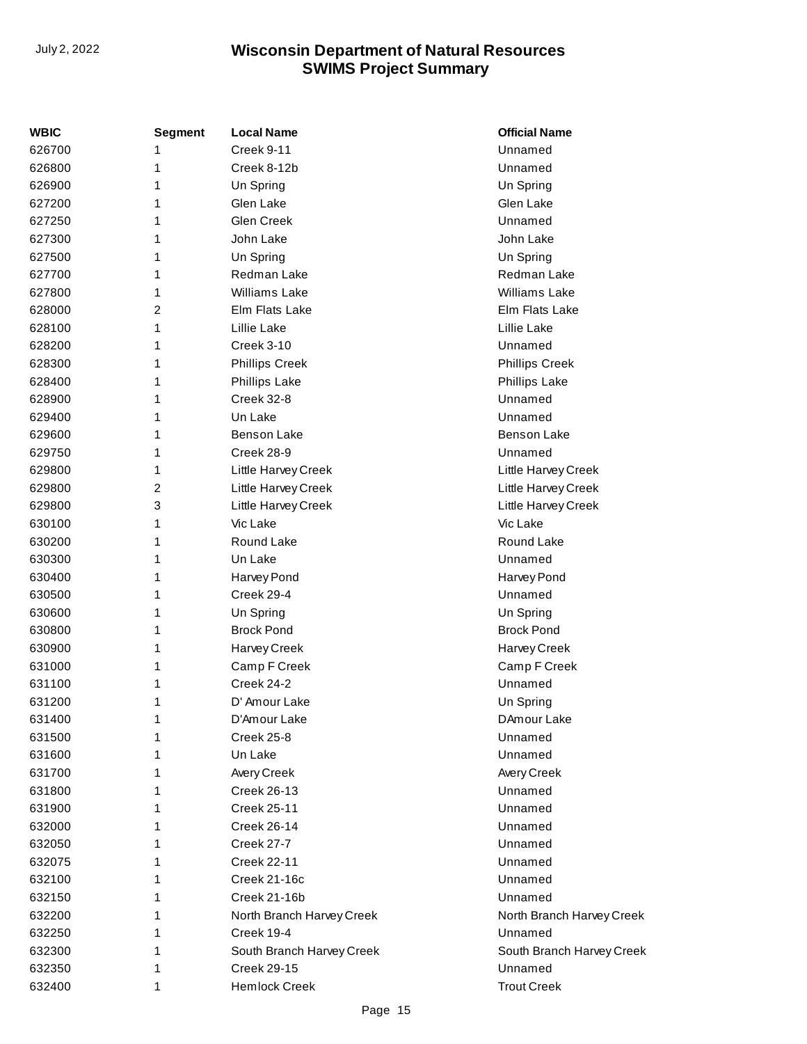| WBIC | Segment | Local Name | Official Name |
|---|---|---|---|
| 626700 | 1 | Creek 9-11 | Unnamed |
| 626800 | 1 | Creek 8-12b | Unnamed |
| 626900 | 1 | Un Spring | Un Spring |
| 627200 | 1 | Glen Lake | Glen Lake |
| 627250 | 1 | Glen Creek | Unnamed |
| 627300 | 1 | John Lake | John Lake |
| 627500 | 1 | Un Spring | Un Spring |
| 627700 | 1 | Redman Lake | Redman Lake |
| 627800 | 1 | Williams Lake | Williams Lake |
| 628000 | 2 | Elm Flats Lake | Elm Flats Lake |
| 628100 | 1 | Lillie Lake | Lillie Lake |
| 628200 | 1 | Creek 3-10 | Unnamed |
| 628300 | 1 | Phillips Creek | Phillips Creek |
| 628400 | 1 | Phillips Lake | Phillips Lake |
| 628900 | 1 | Creek 32-8 | Unnamed |
| 629400 | 1 | Un Lake | Unnamed |
| 629600 | 1 | Benson Lake | Benson Lake |
| 629750 | 1 | Creek 28-9 | Unnamed |
| 629800 | 1 | Little Harvey Creek | Little Harvey Creek |
| 629800 | 2 | Little Harvey Creek | Little Harvey Creek |
| 629800 | 3 | Little Harvey Creek | Little Harvey Creek |
| 630100 | 1 | Vic Lake | Vic Lake |
| 630200 | 1 | Round Lake | Round Lake |
| 630300 | 1 | Un Lake | Unnamed |
| 630400 | 1 | Harvey Pond | Harvey Pond |
| 630500 | 1 | Creek 29-4 | Unnamed |
| 630600 | 1 | Un Spring | Un Spring |
| 630800 | 1 | Brock Pond | Brock Pond |
| 630900 | 1 | Harvey Creek | Harvey Creek |
| 631000 | 1 | Camp F Creek | Camp F Creek |
| 631100 | 1 | Creek 24-2 | Unnamed |
| 631200 | 1 | D' Amour Lake | Un Spring |
| 631400 | 1 | D'Amour Lake | DAmour Lake |
| 631500 | 1 | Creek 25-8 | Unnamed |
| 631600 | 1 | Un Lake | Unnamed |
| 631700 | 1 | Avery Creek | Avery Creek |
| 631800 | 1 | Creek 26-13 | Unnamed |
| 631900 | 1 | Creek 25-11 | Unnamed |
| 632000 | 1 | Creek 26-14 | Unnamed |
| 632050 | 1 | Creek 27-7 | Unnamed |
| 632075 | 1 | Creek 22-11 | Unnamed |
| 632100 | 1 | Creek 21-16c | Unnamed |
| 632150 | 1 | Creek 21-16b | Unnamed |
| 632200 | 1 | North Branch Harvey Creek | North Branch Harvey Creek |
| 632250 | 1 | Creek 19-4 | Unnamed |
| 632300 | 1 | South Branch Harvey Creek | South Branch Harvey Creek |
| 632350 | 1 | Creek 29-15 | Unnamed |
| 632400 | 1 | Hemlock Creek | Trout Creek |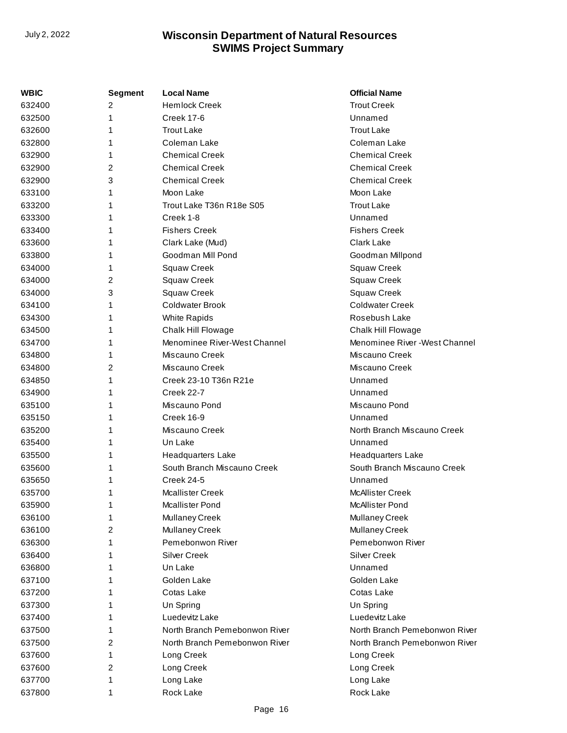| WBIC | Segment | Local Name | Official Name |
| --- | --- | --- | --- |
| 632400 | 2 | Hemlock Creek | Trout Creek |
| 632500 | 1 | Creek 17-6 | Unnamed |
| 632600 | 1 | Trout Lake | Trout Lake |
| 632800 | 1 | Coleman Lake | Coleman Lake |
| 632900 | 1 | Chemical Creek | Chemical Creek |
| 632900 | 2 | Chemical Creek | Chemical Creek |
| 632900 | 3 | Chemical Creek | Chemical Creek |
| 633100 | 1 | Moon Lake | Moon Lake |
| 633200 | 1 | Trout Lake T36n R18e S05 | Trout Lake |
| 633300 | 1 | Creek 1-8 | Unnamed |
| 633400 | 1 | Fishers Creek | Fishers Creek |
| 633600 | 1 | Clark Lake (Mud) | Clark Lake |
| 633800 | 1 | Goodman Mill Pond | Goodman Millpond |
| 634000 | 1 | Squaw Creek | Squaw Creek |
| 634000 | 2 | Squaw Creek | Squaw Creek |
| 634000 | 3 | Squaw Creek | Squaw Creek |
| 634100 | 1 | Coldwater Brook | Coldwater Creek |
| 634300 | 1 | White Rapids | Rosebush Lake |
| 634500 | 1 | Chalk Hill Flowage | Chalk Hill Flowage |
| 634700 | 1 | Menominee River-West Channel | Menominee River -West Channel |
| 634800 | 1 | Miscauno Creek | Miscauno Creek |
| 634800 | 2 | Miscauno Creek | Miscauno Creek |
| 634850 | 1 | Creek 23-10 T36n R21e | Unnamed |
| 634900 | 1 | Creek 22-7 | Unnamed |
| 635100 | 1 | Miscauno Pond | Miscauno Pond |
| 635150 | 1 | Creek 16-9 | Unnamed |
| 635200 | 1 | Miscauno Creek | North Branch Miscauno Creek |
| 635400 | 1 | Un Lake | Unnamed |
| 635500 | 1 | Headquarters Lake | Headquarters Lake |
| 635600 | 1 | South Branch Miscauno Creek | South Branch Miscauno Creek |
| 635650 | 1 | Creek 24-5 | Unnamed |
| 635700 | 1 | Mcallister Creek | McAllister Creek |
| 635900 | 1 | Mcallister Pond | McAllister Pond |
| 636100 | 1 | Mullaney Creek | Mullaney Creek |
| 636100 | 2 | Mullaney Creek | Mullaney Creek |
| 636300 | 1 | Pemebonwon River | Pemebonwon River |
| 636400 | 1 | Silver Creek | Silver Creek |
| 636800 | 1 | Un Lake | Unnamed |
| 637100 | 1 | Golden Lake | Golden Lake |
| 637200 | 1 | Cotas Lake | Cotas Lake |
| 637300 | 1 | Un Spring | Un Spring |
| 637400 | 1 | Luedevitz Lake | Luedevitz Lake |
| 637500 | 1 | North Branch Pemebonwon River | North Branch Pemebonwon River |
| 637500 | 2 | North Branch Pemebonwon River | North Branch Pemebonwon River |
| 637600 | 1 | Long Creek | Long Creek |
| 637600 | 2 | Long Creek | Long Creek |
| 637700 | 1 | Long Lake | Long Lake |
| 637800 | 1 | Rock Lake | Rock Lake |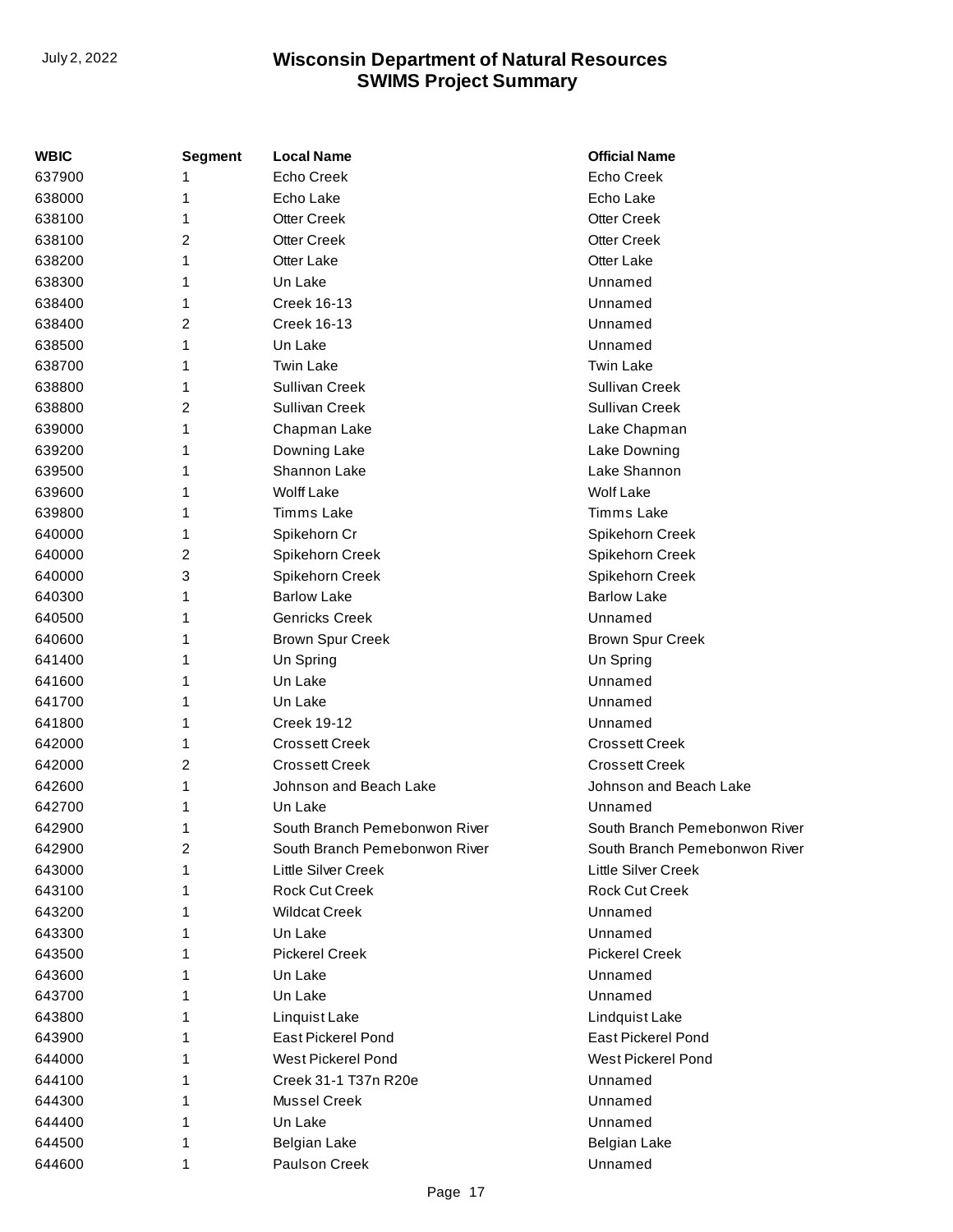| WBIC | Segment | Local Name | Official Name |
|---|---|---|---|
| 637900 | 1 | Echo Creek | Echo Creek |
| 638000 | 1 | Echo Lake | Echo Lake |
| 638100 | 1 | Otter Creek | Otter Creek |
| 638100 | 2 | Otter Creek | Otter Creek |
| 638200 | 1 | Otter Lake | Otter Lake |
| 638300 | 1 | Un Lake | Unnamed |
| 638400 | 1 | Creek 16-13 | Unnamed |
| 638400 | 2 | Creek 16-13 | Unnamed |
| 638500 | 1 | Un Lake | Unnamed |
| 638700 | 1 | Twin Lake | Twin Lake |
| 638800 | 1 | Sullivan Creek | Sullivan Creek |
| 638800 | 2 | Sullivan Creek | Sullivan Creek |
| 639000 | 1 | Chapman Lake | Lake Chapman |
| 639200 | 1 | Downing Lake | Lake Downing |
| 639500 | 1 | Shannon Lake | Lake Shannon |
| 639600 | 1 | Wolff Lake | Wolf Lake |
| 639800 | 1 | Timms Lake | Timms Lake |
| 640000 | 1 | Spikehorn Cr | Spikehorn Creek |
| 640000 | 2 | Spikehorn Creek | Spikehorn Creek |
| 640000 | 3 | Spikehorn Creek | Spikehorn Creek |
| 640300 | 1 | Barlow Lake | Barlow Lake |
| 640500 | 1 | Genricks Creek | Unnamed |
| 640600 | 1 | Brown Spur Creek | Brown Spur Creek |
| 641400 | 1 | Un Spring | Un Spring |
| 641600 | 1 | Un Lake | Unnamed |
| 641700 | 1 | Un Lake | Unnamed |
| 641800 | 1 | Creek 19-12 | Unnamed |
| 642000 | 1 | Crossett Creek | Crossett Creek |
| 642000 | 2 | Crossett Creek | Crossett Creek |
| 642600 | 1 | Johnson and Beach Lake | Johnson and Beach Lake |
| 642700 | 1 | Un Lake | Unnamed |
| 642900 | 1 | South Branch Pemebonwon River | South Branch Pemebonwon River |
| 642900 | 2 | South Branch Pemebonwon River | South Branch Pemebonwon River |
| 643000 | 1 | Little Silver Creek | Little Silver Creek |
| 643100 | 1 | Rock Cut Creek | Rock Cut Creek |
| 643200 | 1 | Wildcat Creek | Unnamed |
| 643300 | 1 | Un Lake | Unnamed |
| 643500 | 1 | Pickerel Creek | Pickerel Creek |
| 643600 | 1 | Un Lake | Unnamed |
| 643700 | 1 | Un Lake | Unnamed |
| 643800 | 1 | Linquist Lake | Lindquist Lake |
| 643900 | 1 | East Pickerel Pond | East Pickerel Pond |
| 644000 | 1 | West Pickerel Pond | West Pickerel Pond |
| 644100 | 1 | Creek 31-1 T37n R20e | Unnamed |
| 644300 | 1 | Mussel Creek | Unnamed |
| 644400 | 1 | Un Lake | Unnamed |
| 644500 | 1 | Belgian Lake | Belgian Lake |
| 644600 | 1 | Paulson Creek | Unnamed |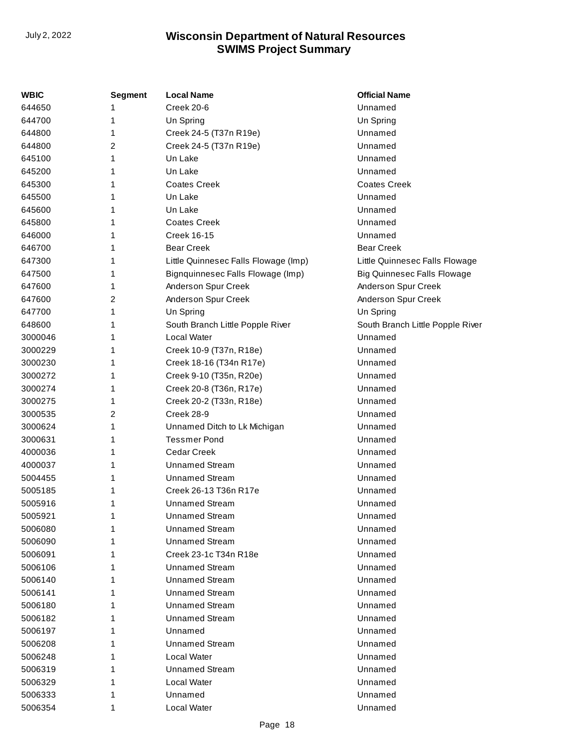| WBIC | Segment | Local Name | Official Name |
|---|---|---|---|
| 644650 | 1 | Creek 20-6 | Unnamed |
| 644700 | 1 | Un Spring | Un Spring |
| 644800 | 1 | Creek 24-5 (T37n R19e) | Unnamed |
| 644800 | 2 | Creek 24-5 (T37n R19e) | Unnamed |
| 645100 | 1 | Un Lake | Unnamed |
| 645200 | 1 | Un Lake | Unnamed |
| 645300 | 1 | Coates Creek | Coates Creek |
| 645500 | 1 | Un Lake | Unnamed |
| 645600 | 1 | Un Lake | Unnamed |
| 645800 | 1 | Coates Creek | Unnamed |
| 646000 | 1 | Creek 16-15 | Unnamed |
| 646700 | 1 | Bear Creek | Bear Creek |
| 647300 | 1 | Little Quinnesec Falls Flowage (Imp) | Little Quinnesec Falls Flowage |
| 647500 | 1 | Bignquinnesec Falls Flowage (Imp) | Big Quinnesec Falls Flowage |
| 647600 | 1 | Anderson Spur Creek | Anderson Spur Creek |
| 647600 | 2 | Anderson Spur Creek | Anderson Spur Creek |
| 647700 | 1 | Un Spring | Un Spring |
| 648600 | 1 | South Branch Little Popple River | South Branch Little Popple River |
| 3000046 | 1 | Local Water | Unnamed |
| 3000229 | 1 | Creek 10-9 (T37n, R18e) | Unnamed |
| 3000230 | 1 | Creek 18-16 (T34n R17e) | Unnamed |
| 3000272 | 1 | Creek 9-10 (T35n, R20e) | Unnamed |
| 3000274 | 1 | Creek 20-8 (T36n, R17e) | Unnamed |
| 3000275 | 1 | Creek 20-2 (T33n, R18e) | Unnamed |
| 3000535 | 2 | Creek 28-9 | Unnamed |
| 3000624 | 1 | Unnamed Ditch to Lk Michigan | Unnamed |
| 3000631 | 1 | Tessmer Pond | Unnamed |
| 4000036 | 1 | Cedar Creek | Unnamed |
| 4000037 | 1 | Unnamed Stream | Unnamed |
| 5004455 | 1 | Unnamed Stream | Unnamed |
| 5005185 | 1 | Creek 26-13 T36n R17e | Unnamed |
| 5005916 | 1 | Unnamed Stream | Unnamed |
| 5005921 | 1 | Unnamed Stream | Unnamed |
| 5006080 | 1 | Unnamed Stream | Unnamed |
| 5006090 | 1 | Unnamed Stream | Unnamed |
| 5006091 | 1 | Creek 23-1c T34n R18e | Unnamed |
| 5006106 | 1 | Unnamed Stream | Unnamed |
| 5006140 | 1 | Unnamed Stream | Unnamed |
| 5006141 | 1 | Unnamed Stream | Unnamed |
| 5006180 | 1 | Unnamed Stream | Unnamed |
| 5006182 | 1 | Unnamed Stream | Unnamed |
| 5006197 | 1 | Unnamed | Unnamed |
| 5006208 | 1 | Unnamed Stream | Unnamed |
| 5006248 | 1 | Local Water | Unnamed |
| 5006319 | 1 | Unnamed Stream | Unnamed |
| 5006329 | 1 | Local Water | Unnamed |
| 5006333 | 1 | Unnamed | Unnamed |
| 5006354 | 1 | Local Water | Unnamed |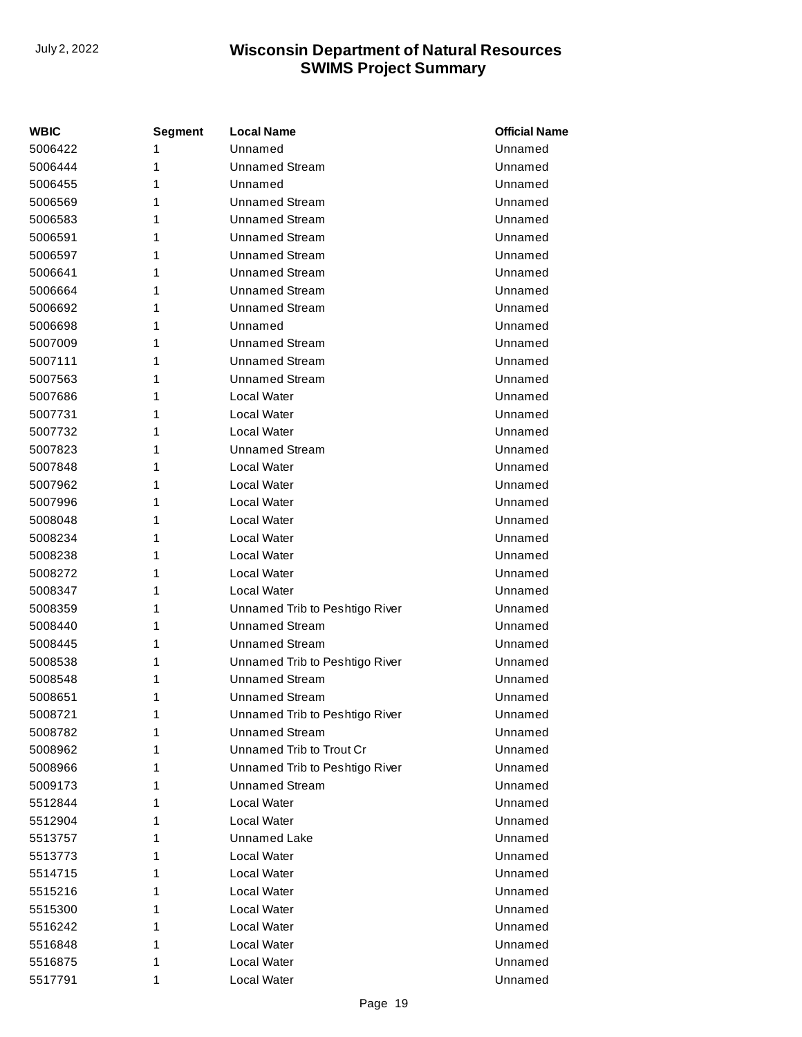| WBIC | Segment | Local Name | Official Name |
|---|---|---|---|
| 5006422 | 1 | Unnamed | Unnamed |
| 5006444 | 1 | Unnamed Stream | Unnamed |
| 5006455 | 1 | Unnamed | Unnamed |
| 5006569 | 1 | Unnamed Stream | Unnamed |
| 5006583 | 1 | Unnamed Stream | Unnamed |
| 5006591 | 1 | Unnamed Stream | Unnamed |
| 5006597 | 1 | Unnamed Stream | Unnamed |
| 5006641 | 1 | Unnamed Stream | Unnamed |
| 5006664 | 1 | Unnamed Stream | Unnamed |
| 5006692 | 1 | Unnamed Stream | Unnamed |
| 5006698 | 1 | Unnamed | Unnamed |
| 5007009 | 1 | Unnamed Stream | Unnamed |
| 5007111 | 1 | Unnamed Stream | Unnamed |
| 5007563 | 1 | Unnamed Stream | Unnamed |
| 5007686 | 1 | Local Water | Unnamed |
| 5007731 | 1 | Local Water | Unnamed |
| 5007732 | 1 | Local Water | Unnamed |
| 5007823 | 1 | Unnamed Stream | Unnamed |
| 5007848 | 1 | Local Water | Unnamed |
| 5007962 | 1 | Local Water | Unnamed |
| 5007996 | 1 | Local Water | Unnamed |
| 5008048 | 1 | Local Water | Unnamed |
| 5008234 | 1 | Local Water | Unnamed |
| 5008238 | 1 | Local Water | Unnamed |
| 5008272 | 1 | Local Water | Unnamed |
| 5008347 | 1 | Local Water | Unnamed |
| 5008359 | 1 | Unnamed Trib to Peshtigo River | Unnamed |
| 5008440 | 1 | Unnamed Stream | Unnamed |
| 5008445 | 1 | Unnamed Stream | Unnamed |
| 5008538 | 1 | Unnamed Trib to Peshtigo River | Unnamed |
| 5008548 | 1 | Unnamed Stream | Unnamed |
| 5008651 | 1 | Unnamed Stream | Unnamed |
| 5008721 | 1 | Unnamed Trib to Peshtigo River | Unnamed |
| 5008782 | 1 | Unnamed Stream | Unnamed |
| 5008962 | 1 | Unnamed Trib to Trout Cr | Unnamed |
| 5008966 | 1 | Unnamed Trib to Peshtigo River | Unnamed |
| 5009173 | 1 | Unnamed Stream | Unnamed |
| 5512844 | 1 | Local Water | Unnamed |
| 5512904 | 1 | Local Water | Unnamed |
| 5513757 | 1 | Unnamed Lake | Unnamed |
| 5513773 | 1 | Local Water | Unnamed |
| 5514715 | 1 | Local Water | Unnamed |
| 5515216 | 1 | Local Water | Unnamed |
| 5515300 | 1 | Local Water | Unnamed |
| 5516242 | 1 | Local Water | Unnamed |
| 5516848 | 1 | Local Water | Unnamed |
| 5516875 | 1 | Local Water | Unnamed |
| 5517791 | 1 | Local Water | Unnamed |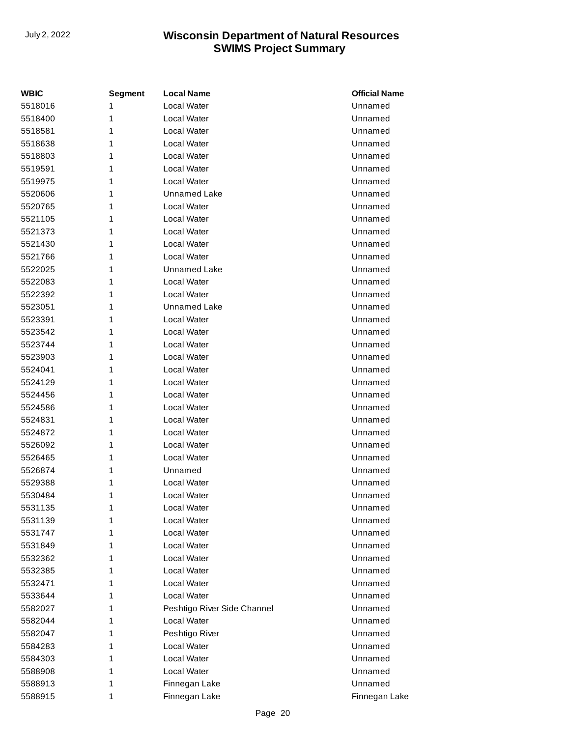| WBIC | Segment | Local Name | Official Name |
|---|---|---|---|
| 5518016 | 1 | Local Water | Unnamed |
| 5518400 | 1 | Local Water | Unnamed |
| 5518581 | 1 | Local Water | Unnamed |
| 5518638 | 1 | Local Water | Unnamed |
| 5518803 | 1 | Local Water | Unnamed |
| 5519591 | 1 | Local Water | Unnamed |
| 5519975 | 1 | Local Water | Unnamed |
| 5520606 | 1 | Unnamed Lake | Unnamed |
| 5520765 | 1 | Local Water | Unnamed |
| 5521105 | 1 | Local Water | Unnamed |
| 5521373 | 1 | Local Water | Unnamed |
| 5521430 | 1 | Local Water | Unnamed |
| 5521766 | 1 | Local Water | Unnamed |
| 5522025 | 1 | Unnamed Lake | Unnamed |
| 5522083 | 1 | Local Water | Unnamed |
| 5522392 | 1 | Local Water | Unnamed |
| 5523051 | 1 | Unnamed Lake | Unnamed |
| 5523391 | 1 | Local Water | Unnamed |
| 5523542 | 1 | Local Water | Unnamed |
| 5523744 | 1 | Local Water | Unnamed |
| 5523903 | 1 | Local Water | Unnamed |
| 5524041 | 1 | Local Water | Unnamed |
| 5524129 | 1 | Local Water | Unnamed |
| 5524456 | 1 | Local Water | Unnamed |
| 5524586 | 1 | Local Water | Unnamed |
| 5524831 | 1 | Local Water | Unnamed |
| 5524872 | 1 | Local Water | Unnamed |
| 5526092 | 1 | Local Water | Unnamed |
| 5526465 | 1 | Local Water | Unnamed |
| 5526874 | 1 | Unnamed | Unnamed |
| 5529388 | 1 | Local Water | Unnamed |
| 5530484 | 1 | Local Water | Unnamed |
| 5531135 | 1 | Local Water | Unnamed |
| 5531139 | 1 | Local Water | Unnamed |
| 5531747 | 1 | Local Water | Unnamed |
| 5531849 | 1 | Local Water | Unnamed |
| 5532362 | 1 | Local Water | Unnamed |
| 5532385 | 1 | Local Water | Unnamed |
| 5532471 | 1 | Local Water | Unnamed |
| 5533644 | 1 | Local Water | Unnamed |
| 5582027 | 1 | Peshtigo River Side Channel | Unnamed |
| 5582044 | 1 | Local Water | Unnamed |
| 5582047 | 1 | Peshtigo River | Unnamed |
| 5584283 | 1 | Local Water | Unnamed |
| 5584303 | 1 | Local Water | Unnamed |
| 5588908 | 1 | Local Water | Unnamed |
| 5588913 | 1 | Finnegan Lake | Unnamed |
| 5588915 | 1 | Finnegan Lake | Finnegan Lake |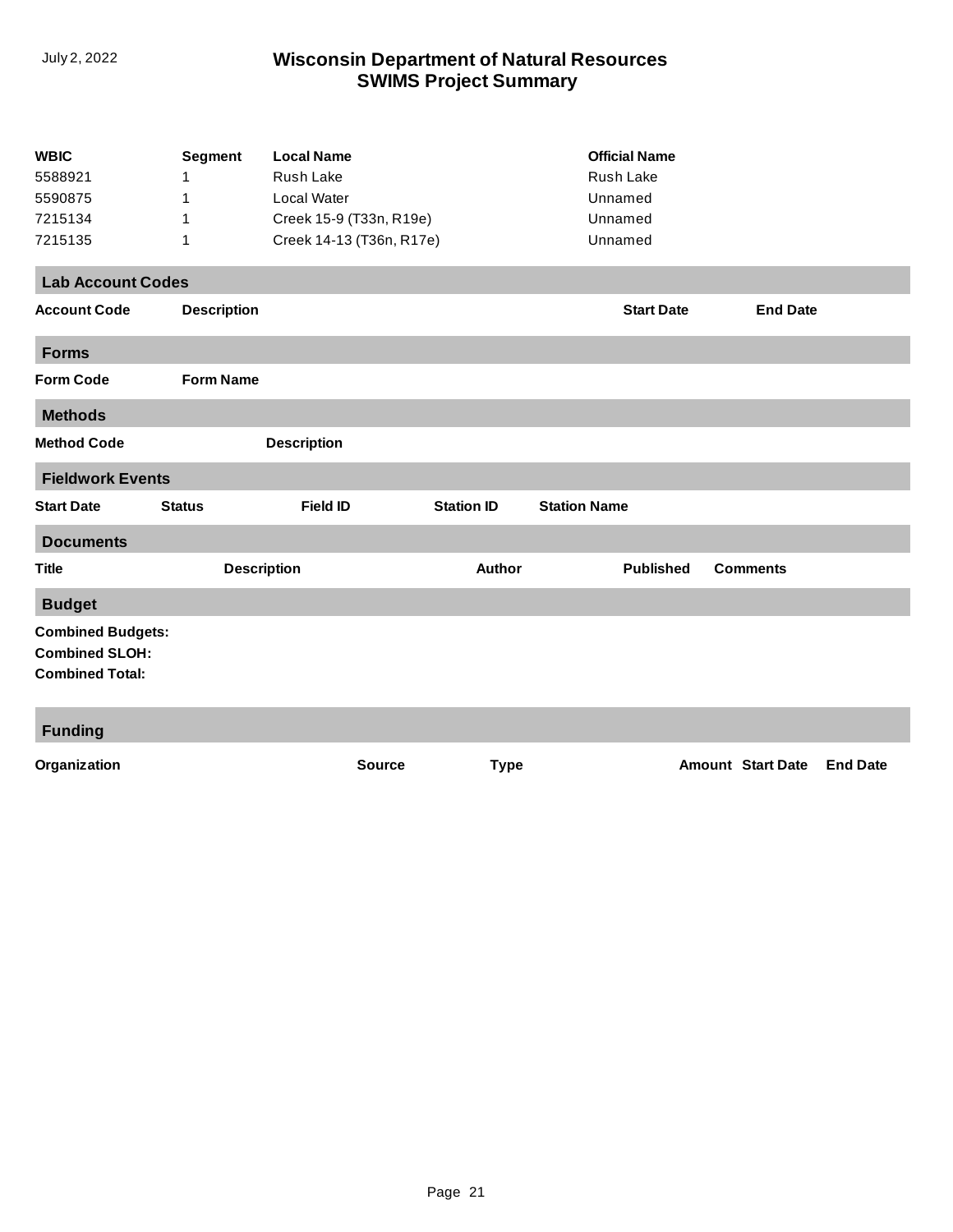| WBIC | Segment | Local Name | Official Name |
| --- | --- | --- | --- |
| 5588921 | 1 | Rush Lake | Rush Lake |
| 5590875 | 1 | Local Water | Unnamed |
| 7215134 | 1 | Creek 15-9 (T33n, R19e) | Unnamed |
| 7215135 | 1 | Creek 14-13 (T36n, R17e) | Unnamed |

## Lab Account Codes

| Account Code | Description | Start Date | End Date |
| --- | --- | --- | --- |

## Forms

| Form Code | Form Name |
| --- | --- |

## Methods

| Method Code | Description |
| --- | --- |

## Fieldwork Events

| Start Date | Status | Field ID | Station ID | Station Name |
| --- | --- | --- | --- | --- |

## Documents

| Title | Description | Author | Published | Comments |
| --- | --- | --- | --- | --- |

## Budget

**Combined Budgets:**

**Combined SLOH:**

**Combined Total:**

## Funding

| Organization | Source | Type | Amount | Start Date | End Date |
| --- | --- | --- | --- | --- | --- |